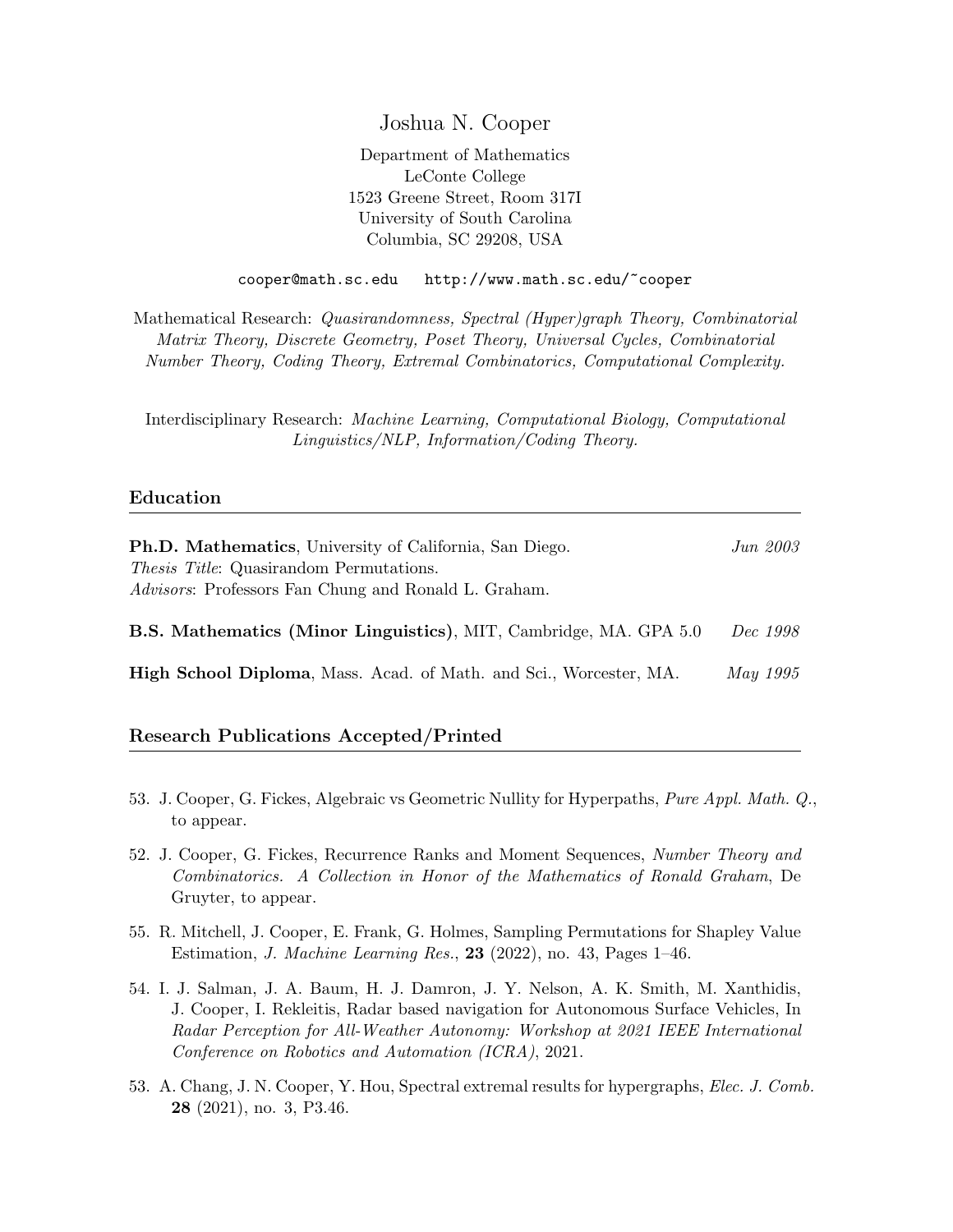# Joshua N. Cooper

Department of Mathematics
LeConte College
1523 Greene Street, Room 317I
University of South Carolina
Columbia, SC 29208, USA

`cooper@math.sc.edu`   `http://www.math.sc.edu/~cooper`

Mathematical Research: *Quasirandomness, Spectral (Hyper)graph Theory, Combinatorial Matrix Theory, Discrete Geometry, Poset Theory, Universal Cycles, Combinatorial Number Theory, Coding Theory, Extremal Combinatorics, Computational Complexity.*

Interdisciplinary Research: *Machine Learning, Computational Biology, Computational Linguistics/NLP, Information/Coding Theory.*

## Education

**Ph.D. Mathematics**, University of California, San Diego. *Jun 2003*
*Thesis Title*: Quasirandom Permutations.
*Advisors*: Professors Fan Chung and Ronald L. Graham.

**B.S. Mathematics (Minor Linguistics)**, MIT, Cambridge, MA. GPA 5.0 *Dec 1998*

**High School Diploma**, Mass. Acad. of Math. and Sci., Worcester, MA. *May 1995*

## Research Publications Accepted/Printed

53. J. Cooper, G. Fickes, Algebraic vs Geometric Nullity for Hyperpaths, *Pure Appl. Math. Q.*, to appear.

52. J. Cooper, G. Fickes, Recurrence Ranks and Moment Sequences, *Number Theory and Combinatorics. A Collection in Honor of the Mathematics of Ronald Graham*, De Gruyter, to appear.

55. R. Mitchell, J. Cooper, E. Frank, G. Holmes, Sampling Permutations for Shapley Value Estimation, *J. Machine Learning Res.*, **23** (2022), no. 43, Pages 1–46.

54. I. J. Salman, J. A. Baum, H. J. Damron, J. Y. Nelson, A. K. Smith, M. Xanthidis, J. Cooper, I. Rekleitis, Radar based navigation for Autonomous Surface Vehicles, In *Radar Perception for All-Weather Autonomy: Workshop at 2021 IEEE International Conference on Robotics and Automation (ICRA)*, 2021.

53. A. Chang, J. N. Cooper, Y. Hou, Spectral extremal results for hypergraphs, *Elec. J. Comb.* **28** (2021), no. 3, P3.46.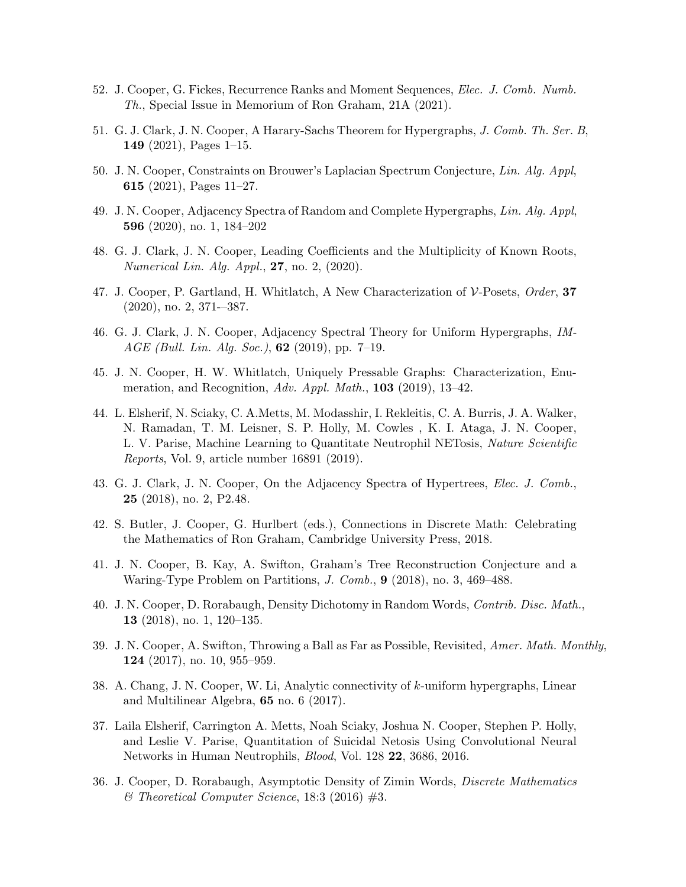52. J. Cooper, G. Fickes, Recurrence Ranks and Moment Sequences, *Elec. J. Comb. Numb. Th.*, Special Issue in Memorium of Ron Graham, 21A (2021).

51. G. J. Clark, J. N. Cooper, A Harary-Sachs Theorem for Hypergraphs, *J. Comb. Th. Ser. B*, **149** (2021), Pages 1–15.

50. J. N. Cooper, Constraints on Brouwer's Laplacian Spectrum Conjecture, *Lin. Alg. Appl*, **615** (2021), Pages 11–27.

49. J. N. Cooper, Adjacency Spectra of Random and Complete Hypergraphs, *Lin. Alg. Appl*, **596** (2020), no. 1, 184–202

48. G. J. Clark, J. N. Cooper, Leading Coefficients and the Multiplicity of Known Roots, *Numerical Lin. Alg. Appl.*, **27**, no. 2, (2020).

47. J. Cooper, P. Gartland, H. Whitlatch, A New Characterization of $\mathcal{V}$-Posets, *Order*, **37** (2020), no. 2, 371-–387.

46. G. J. Clark, J. N. Cooper, Adjacency Spectral Theory for Uniform Hypergraphs, *IMAGE (Bull. Lin. Alg. Soc.)*, **62** (2019), pp. 7–19.

45. J. N. Cooper, H. W. Whitlatch, Uniquely Pressable Graphs: Characterization, Enumeration, and Recognition, *Adv. Appl. Math.*, **103** (2019), 13–42.

44. L. Elsherif, N. Sciaky, C. A.Metts, M. Modasshir, I. Rekleitis, C. A. Burris, J. A. Walker, N. Ramadan, T. M. Leisner, S. P. Holly, M. Cowles , K. I. Ataga, J. N. Cooper, L. V. Parise, Machine Learning to Quantitate Neutrophil NETosis, *Nature Scientific Reports*, Vol. 9, article number 16891 (2019).

43. G. J. Clark, J. N. Cooper, On the Adjacency Spectra of Hypertrees, *Elec. J. Comb.*, **25** (2018), no. 2, P2.48.

42. S. Butler, J. Cooper, G. Hurlbert (eds.), Connections in Discrete Math: Celebrating the Mathematics of Ron Graham, Cambridge University Press, 2018.

41. J. N. Cooper, B. Kay, A. Swifton, Graham's Tree Reconstruction Conjecture and a Waring-Type Problem on Partitions, *J. Comb.*, **9** (2018), no. 3, 469–488.

40. J. N. Cooper, D. Rorabaugh, Density Dichotomy in Random Words, *Contrib. Disc. Math.*, **13** (2018), no. 1, 120–135.

39. J. N. Cooper, A. Swifton, Throwing a Ball as Far as Possible, Revisited, *Amer. Math. Monthly*, **124** (2017), no. 10, 955–959.

38. A. Chang, J. N. Cooper, W. Li, Analytic connectivity of $k$-uniform hypergraphs, Linear and Multilinear Algebra, **65** no. 6 (2017).

37. Laila Elsherif, Carrington A. Metts, Noah Sciaky, Joshua N. Cooper, Stephen P. Holly, and Leslie V. Parise, Quantitation of Suicidal Netosis Using Convolutional Neural Networks in Human Neutrophils, *Blood*, Vol. 128 **22**, 3686, 2016.

36. J. Cooper, D. Rorabaugh, Asymptotic Density of Zimin Words, *Discrete Mathematics & Theoretical Computer Science*, 18:3 (2016) #3.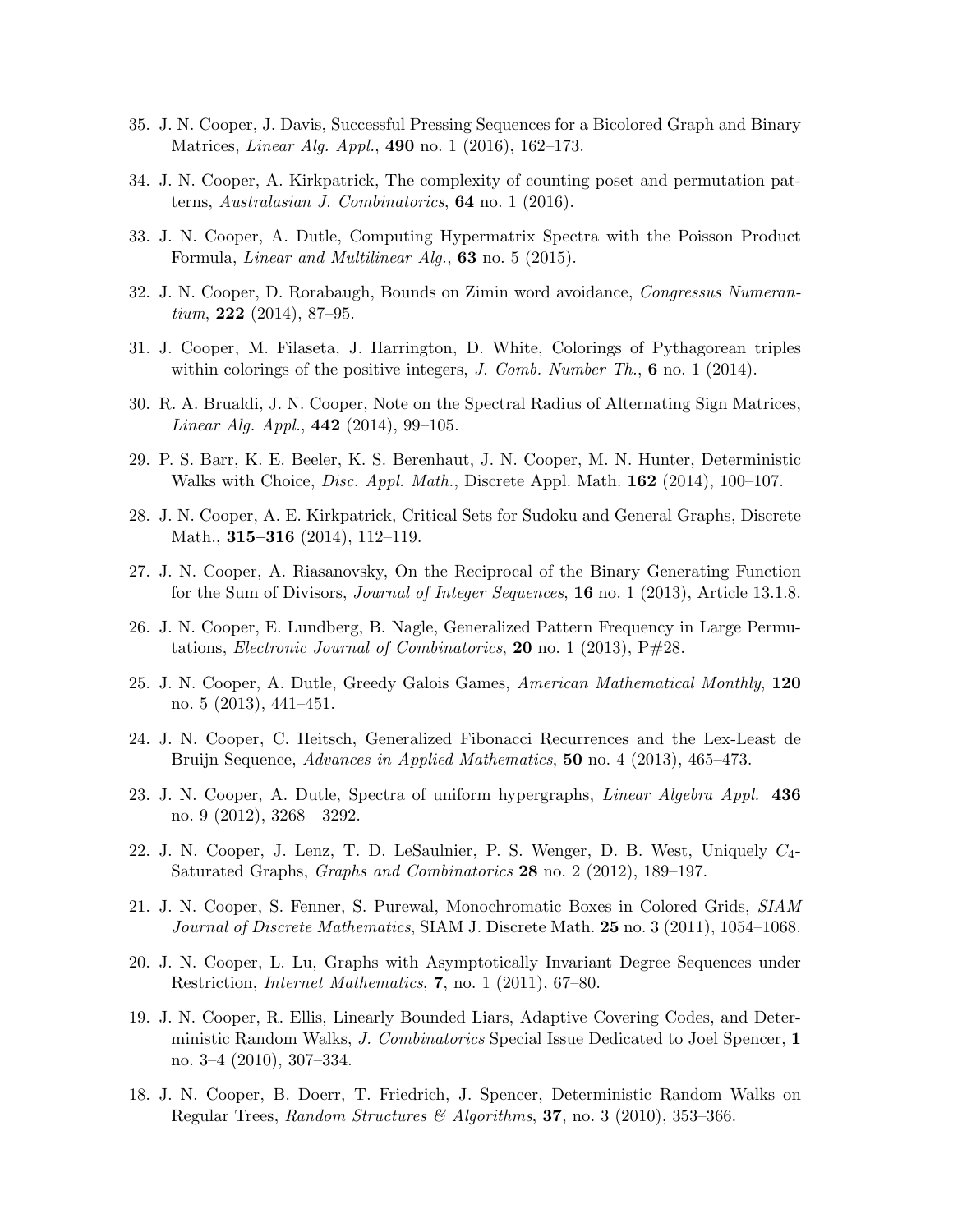35. J. N. Cooper, J. Davis, Successful Pressing Sequences for a Bicolored Graph and Binary Matrices, *Linear Alg. Appl.*, **490** no. 1 (2016), 162–173.

34. J. N. Cooper, A. Kirkpatrick, The complexity of counting poset and permutation patterns, *Australasian J. Combinatorics*, **64** no. 1 (2016).

33. J. N. Cooper, A. Dutle, Computing Hypermatrix Spectra with the Poisson Product Formula, *Linear and Multilinear Alg.*, **63** no. 5 (2015).

32. J. N. Cooper, D. Rorabaugh, Bounds on Zimin word avoidance, *Congressus Numerantium*, **222** (2014), 87–95.

31. J. Cooper, M. Filaseta, J. Harrington, D. White, Colorings of Pythagorean triples within colorings of the positive integers, *J. Comb. Number Th.*, **6** no. 1 (2014).

30. R. A. Brualdi, J. N. Cooper, Note on the Spectral Radius of Alternating Sign Matrices, *Linear Alg. Appl.*, **442** (2014), 99–105.

29. P. S. Barr, K. E. Beeler, K. S. Berenhaut, J. N. Cooper, M. N. Hunter, Deterministic Walks with Choice, *Disc. Appl. Math.*, Discrete Appl. Math. **162** (2014), 100–107.

28. J. N. Cooper, A. E. Kirkpatrick, Critical Sets for Sudoku and General Graphs, Discrete Math., **315–316** (2014), 112–119.

27. J. N. Cooper, A. Riasanovsky, On the Reciprocal of the Binary Generating Function for the Sum of Divisors, *Journal of Integer Sequences*, **16** no. 1 (2013), Article 13.1.8.

26. J. N. Cooper, E. Lundberg, B. Nagle, Generalized Pattern Frequency in Large Permutations, *Electronic Journal of Combinatorics*, **20** no. 1 (2013), P#28.

25. J. N. Cooper, A. Dutle, Greedy Galois Games, *American Mathematical Monthly*, **120** no. 5 (2013), 441–451.

24. J. N. Cooper, C. Heitsch, Generalized Fibonacci Recurrences and the Lex-Least de Bruijn Sequence, *Advances in Applied Mathematics*, **50** no. 4 (2013), 465–473.

23. J. N. Cooper, A. Dutle, Spectra of uniform hypergraphs, *Linear Algebra Appl.* **436** no. 9 (2012), 3268—3292.

22. J. N. Cooper, J. Lenz, T. D. LeSaulnier, P. S. Wenger, D. B. West, Uniquely $C_4$-Saturated Graphs, *Graphs and Combinatorics* **28** no. 2 (2012), 189–197.

21. J. N. Cooper, S. Fenner, S. Purewal, Monochromatic Boxes in Colored Grids, *SIAM Journal of Discrete Mathematics*, SIAM J. Discrete Math. **25** no. 3 (2011), 1054–1068.

20. J. N. Cooper, L. Lu, Graphs with Asymptotically Invariant Degree Sequences under Restriction, *Internet Mathematics*, **7**, no. 1 (2011), 67–80.

19. J. N. Cooper, R. Ellis, Linearly Bounded Liars, Adaptive Covering Codes, and Deterministic Random Walks, *J. Combinatorics* Special Issue Dedicated to Joel Spencer, **1** no. 3–4 (2010), 307–334.

18. J. N. Cooper, B. Doerr, T. Friedrich, J. Spencer, Deterministic Random Walks on Regular Trees, *Random Structures & Algorithms*, **37**, no. 3 (2010), 353–366.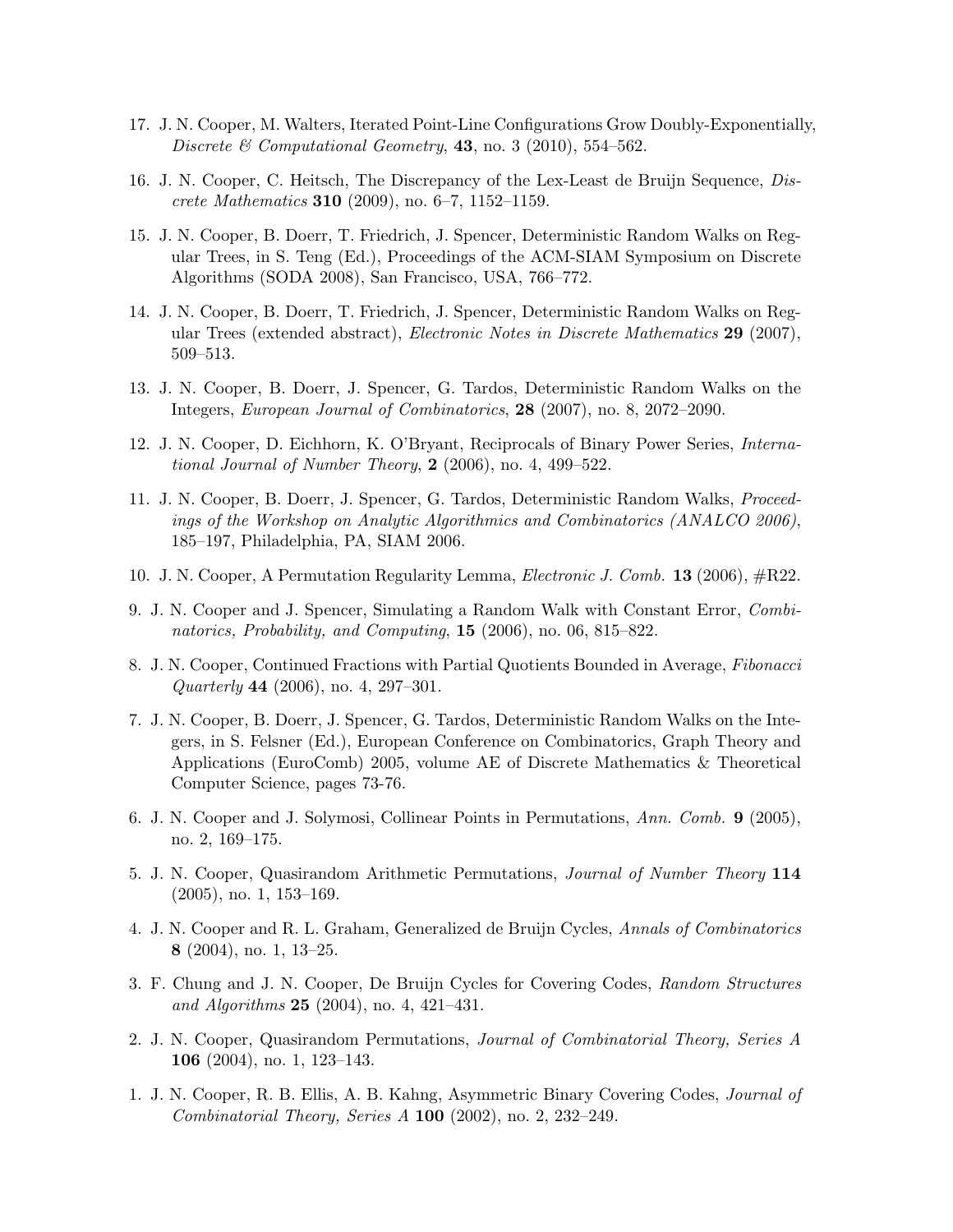17. J. N. Cooper, M. Walters, Iterated Point-Line Configurations Grow Doubly-Exponentially, *Discrete & Computational Geometry*, **43**, no. 3 (2010), 554–562.

16. J. N. Cooper, C. Heitsch, The Discrepancy of the Lex-Least de Bruijn Sequence, *Discrete Mathematics* **310** (2009), no. 6–7, 1152–1159.

15. J. N. Cooper, B. Doerr, T. Friedrich, J. Spencer, Deterministic Random Walks on Regular Trees, in S. Teng (Ed.), Proceedings of the ACM-SIAM Symposium on Discrete Algorithms (SODA 2008), San Francisco, USA, 766–772.

14. J. N. Cooper, B. Doerr, T. Friedrich, J. Spencer, Deterministic Random Walks on Regular Trees (extended abstract), *Electronic Notes in Discrete Mathematics* **29** (2007), 509–513.

13. J. N. Cooper, B. Doerr, J. Spencer, G. Tardos, Deterministic Random Walks on the Integers, *European Journal of Combinatorics*, **28** (2007), no. 8, 2072–2090.

12. J. N. Cooper, D. Eichhorn, K. O'Bryant, Reciprocals of Binary Power Series, *International Journal of Number Theory*, **2** (2006), no. 4, 499–522.

11. J. N. Cooper, B. Doerr, J. Spencer, G. Tardos, Deterministic Random Walks, *Proceedings of the Workshop on Analytic Algorithmics and Combinatorics (ANALCO 2006)*, 185–197, Philadelphia, PA, SIAM 2006.

10. J. N. Cooper, A Permutation Regularity Lemma, *Electronic J. Comb.* **13** (2006), #R22.

9. J. N. Cooper and J. Spencer, Simulating a Random Walk with Constant Error, *Combinatorics, Probability, and Computing*, **15** (2006), no. 06, 815–822.

8. J. N. Cooper, Continued Fractions with Partial Quotients Bounded in Average, *Fibonacci Quarterly* **44** (2006), no. 4, 297–301.

7. J. N. Cooper, B. Doerr, J. Spencer, G. Tardos, Deterministic Random Walks on the Integers, in S. Felsner (Ed.), European Conference on Combinatorics, Graph Theory and Applications (EuroComb) 2005, volume AE of Discrete Mathematics & Theoretical Computer Science, pages 73-76.

6. J. N. Cooper and J. Solymosi, Collinear Points in Permutations, *Ann. Comb.* **9** (2005), no. 2, 169–175.

5. J. N. Cooper, Quasirandom Arithmetic Permutations, *Journal of Number Theory* **114** (2005), no. 1, 153–169.

4. J. N. Cooper and R. L. Graham, Generalized de Bruijn Cycles, *Annals of Combinatorics* **8** (2004), no. 1, 13–25.

3. F. Chung and J. N. Cooper, De Bruijn Cycles for Covering Codes, *Random Structures and Algorithms* **25** (2004), no. 4, 421–431.

2. J. N. Cooper, Quasirandom Permutations, *Journal of Combinatorial Theory, Series A* **106** (2004), no. 1, 123–143.

1. J. N. Cooper, R. B. Ellis, A. B. Kahng, Asymmetric Binary Covering Codes, *Journal of Combinatorial Theory, Series A* **100** (2002), no. 2, 232–249.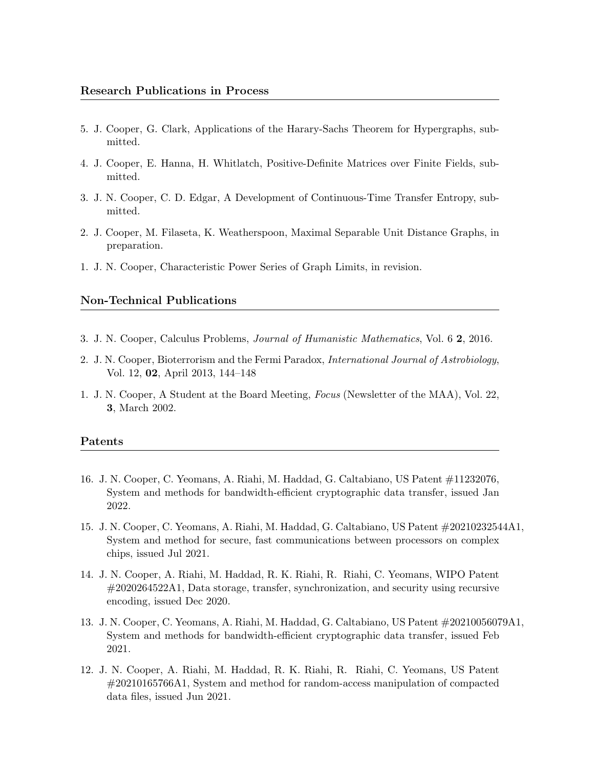### Research Publications in Process

5. J. Cooper, G. Clark, Applications of the Harary-Sachs Theorem for Hypergraphs, submitted.

4. J. Cooper, E. Hanna, H. Whitlatch, Positive-Definite Matrices over Finite Fields, submitted.

3. J. N. Cooper, C. D. Edgar, A Development of Continuous-Time Transfer Entropy, submitted.

2. J. Cooper, M. Filaseta, K. Weatherspoon, Maximal Separable Unit Distance Graphs, in preparation.

1. J. N. Cooper, Characteristic Power Series of Graph Limits, in revision.

### Non-Technical Publications

3. J. N. Cooper, Calculus Problems, *Journal of Humanistic Mathematics*, Vol. 6 **2**, 2016.

2. J. N. Cooper, Bioterrorism and the Fermi Paradox, *International Journal of Astrobiology*, Vol. 12, **02**, April 2013, 144–148

1. J. N. Cooper, A Student at the Board Meeting, *Focus* (Newsletter of the MAA), Vol. 22, **3**, March 2002.

### Patents

16. J. N. Cooper, C. Yeomans, A. Riahi, M. Haddad, G. Caltabiano, US Patent #11232076, System and methods for bandwidth-efficient cryptographic data transfer, issued Jan 2022.

15. J. N. Cooper, C. Yeomans, A. Riahi, M. Haddad, G. Caltabiano, US Patent #20210232544A1, System and method for secure, fast communications between processors on complex chips, issued Jul 2021.

14. J. N. Cooper, A. Riahi, M. Haddad, R. K. Riahi, R. Riahi, C. Yeomans, WIPO Patent #2020264522A1, Data storage, transfer, synchronization, and security using recursive encoding, issued Dec 2020.

13. J. N. Cooper, C. Yeomans, A. Riahi, M. Haddad, G. Caltabiano, US Patent #20210056079A1, System and methods for bandwidth-efficient cryptographic data transfer, issued Feb 2021.

12. J. N. Cooper, A. Riahi, M. Haddad, R. K. Riahi, R. Riahi, C. Yeomans, US Patent #20210165766A1, System and method for random-access manipulation of compacted data files, issued Jun 2021.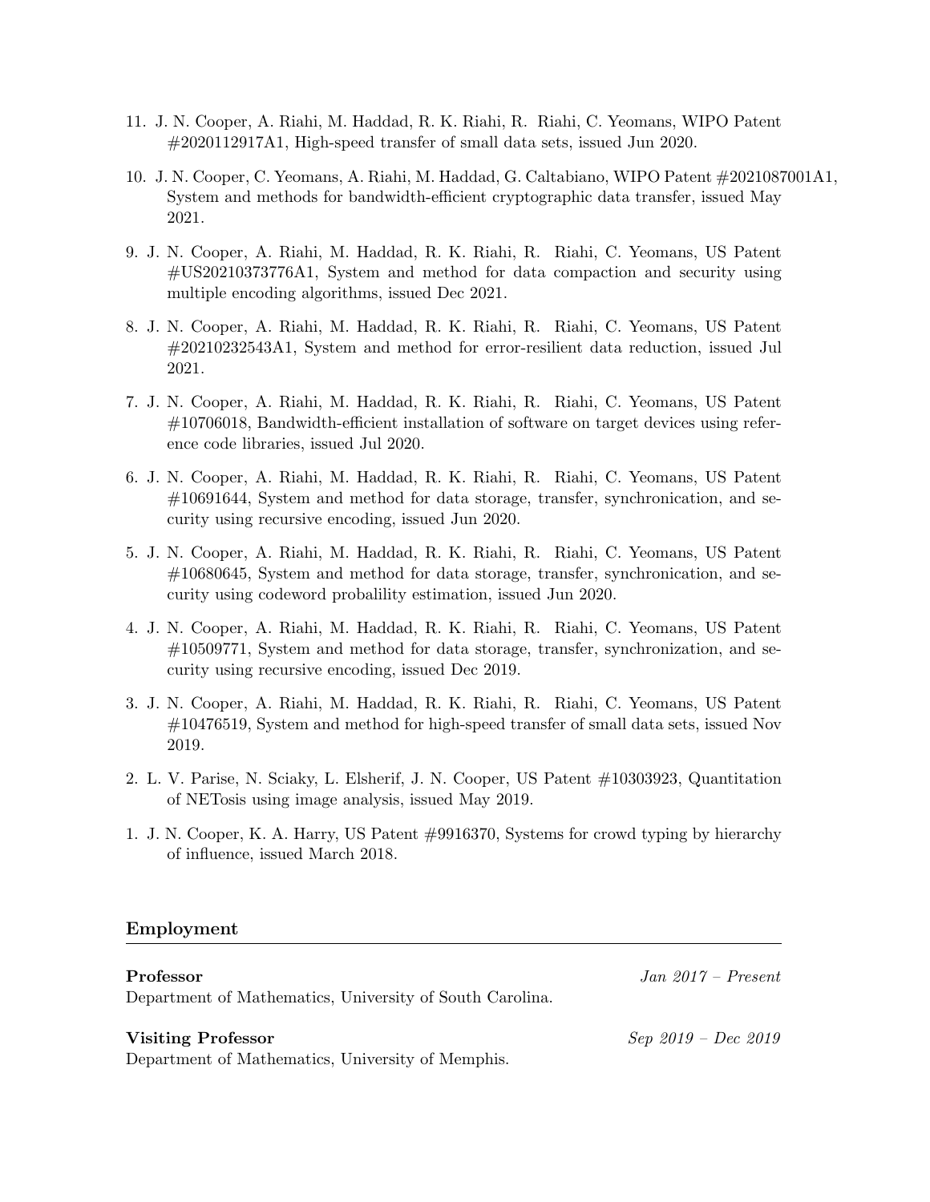11. J. N. Cooper, A. Riahi, M. Haddad, R. K. Riahi, R. Riahi, C. Yeomans, WIPO Patent #2020112917A1, High-speed transfer of small data sets, issued Jun 2020.

10. J. N. Cooper, C. Yeomans, A. Riahi, M. Haddad, G. Caltabiano, WIPO Patent #2021087001A1, System and methods for bandwidth-efficient cryptographic data transfer, issued May 2021.

9. J. N. Cooper, A. Riahi, M. Haddad, R. K. Riahi, R. Riahi, C. Yeomans, US Patent #US20210373776A1, System and method for data compaction and security using multiple encoding algorithms, issued Dec 2021.

8. J. N. Cooper, A. Riahi, M. Haddad, R. K. Riahi, R. Riahi, C. Yeomans, US Patent #20210232543A1, System and method for error-resilient data reduction, issued Jul 2021.

7. J. N. Cooper, A. Riahi, M. Haddad, R. K. Riahi, R. Riahi, C. Yeomans, US Patent #10706018, Bandwidth-efficient installation of software on target devices using reference code libraries, issued Jul 2020.

6. J. N. Cooper, A. Riahi, M. Haddad, R. K. Riahi, R. Riahi, C. Yeomans, US Patent #10691644, System and method for data storage, transfer, synchronication, and security using recursive encoding, issued Jun 2020.

5. J. N. Cooper, A. Riahi, M. Haddad, R. K. Riahi, R. Riahi, C. Yeomans, US Patent #10680645, System and method for data storage, transfer, synchronication, and security using codeword probalility estimation, issued Jun 2020.

4. J. N. Cooper, A. Riahi, M. Haddad, R. K. Riahi, R. Riahi, C. Yeomans, US Patent #10509771, System and method for data storage, transfer, synchronization, and security using recursive encoding, issued Dec 2019.

3. J. N. Cooper, A. Riahi, M. Haddad, R. K. Riahi, R. Riahi, C. Yeomans, US Patent #10476519, System and method for high-speed transfer of small data sets, issued Nov 2019.

2. L. V. Parise, N. Sciaky, L. Elsherif, J. N. Cooper, US Patent #10303923, Quantitation of NETosis using image analysis, issued May 2019.

1. J. N. Cooper, K. A. Harry, US Patent #9916370, Systems for crowd typing by hierarchy of influence, issued March 2018.

## Employment

**Professor** *Jan 2017 – Present*
Department of Mathematics, University of South Carolina.

**Visiting Professor** *Sep 2019 – Dec 2019*
Department of Mathematics, University of Memphis.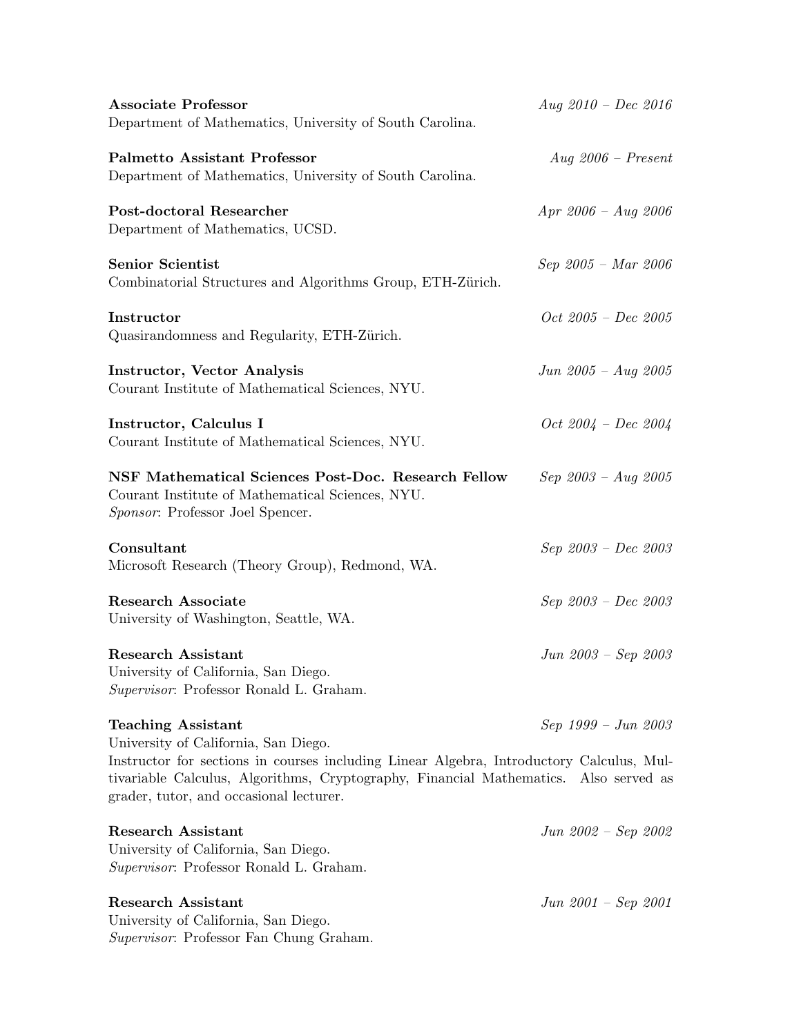**Associate Professor** *Aug 2010 – Dec 2016*
Department of Mathematics, University of South Carolina.

**Palmetto Assistant Professor** *Aug 2006 – Present*
Department of Mathematics, University of South Carolina.

**Post-doctoral Researcher** *Apr 2006 – Aug 2006*
Department of Mathematics, UCSD.

**Senior Scientist** *Sep 2005 – Mar 2006*
Combinatorial Structures and Algorithms Group, ETH-Zürich.

**Instructor** *Oct 2005 – Dec 2005*
Quasirandomness and Regularity, ETH-Zürich.

**Instructor, Vector Analysis** *Jun 2005 – Aug 2005*
Courant Institute of Mathematical Sciences, NYU.

**Instructor, Calculus I** *Oct 2004 – Dec 2004*
Courant Institute of Mathematical Sciences, NYU.

**NSF Mathematical Sciences Post-Doc. Research Fellow** *Sep 2003 – Aug 2005*
Courant Institute of Mathematical Sciences, NYU.
*Sponsor*: Professor Joel Spencer.

**Consultant** *Sep 2003 – Dec 2003*
Microsoft Research (Theory Group), Redmond, WA.

**Research Associate** *Sep 2003 – Dec 2003*
University of Washington, Seattle, WA.

**Research Assistant** *Jun 2003 – Sep 2003*
University of California, San Diego.
*Supervisor*: Professor Ronald L. Graham.

**Teaching Assistant** *Sep 1999 – Jun 2003*
University of California, San Diego.
Instructor for sections in courses including Linear Algebra, Introductory Calculus, Multivariable Calculus, Algorithms, Cryptography, Financial Mathematics. Also served as grader, tutor, and occasional lecturer.

**Research Assistant** *Jun 2002 – Sep 2002*
University of California, San Diego.
*Supervisor*: Professor Ronald L. Graham.

**Research Assistant** *Jun 2001 – Sep 2001*
University of California, San Diego.
*Supervisor*: Professor Fan Chung Graham.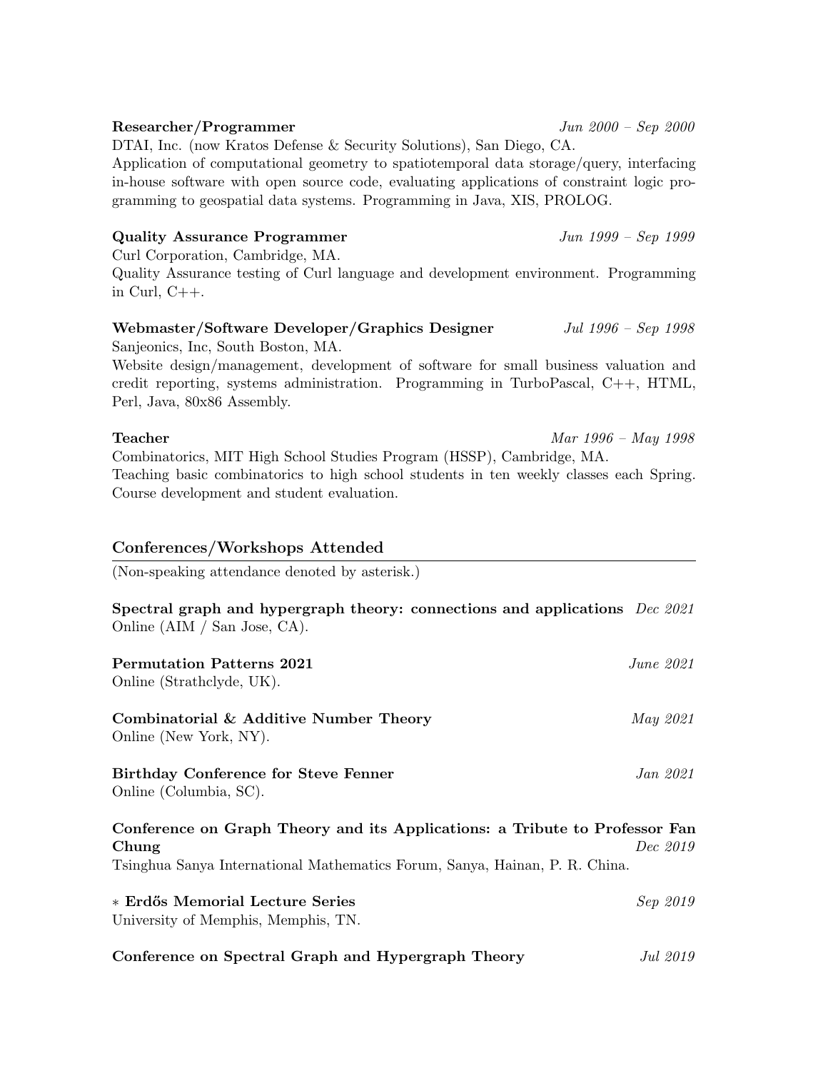**Researcher/Programmer** *Jun 2000 – Sep 2000*
DTAI, Inc. (now Kratos Defense & Security Solutions), San Diego, CA.
Application of computational geometry to spatiotemporal data storage/query, interfacing in-house software with open source code, evaluating applications of constraint logic programming to geospatial data systems. Programming in Java, XIS, PROLOG.

**Quality Assurance Programmer** *Jun 1999 – Sep 1999*
Curl Corporation, Cambridge, MA.
Quality Assurance testing of Curl language and development environment. Programming in Curl, C++.

**Webmaster/Software Developer/Graphics Designer** *Jul 1996 – Sep 1998*
Sanjeonics, Inc, South Boston, MA.
Website design/management, development of software for small business valuation and credit reporting, systems administration. Programming in TurboPascal, C++, HTML, Perl, Java, 80x86 Assembly.

**Teacher** *Mar 1996 – May 1998*
Combinatorics, MIT High School Studies Program (HSSP), Cambridge, MA.
Teaching basic combinatorics to high school students in ten weekly classes each Spring. Course development and student evaluation.

## Conferences/Workshops Attended

(Non-speaking attendance denoted by asterisk.)

**Spectral graph and hypergraph theory: connections and applications** *Dec 2021*
Online (AIM / San Jose, CA).

**Permutation Patterns 2021** *June 2021*
Online (Strathclyde, UK).

**Combinatorial & Additive Number Theory** *May 2021*
Online (New York, NY).

**Birthday Conference for Steve Fenner** *Jan 2021*
Online (Columbia, SC).

**Conference on Graph Theory and its Applications: a Tribute to Professor Fan Chung** *Dec 2019*
Tsinghua Sanya International Mathematics Forum, Sanya, Hainan, P. R. China.

∗ **Erdős Memorial Lecture Series** *Sep 2019*
University of Memphis, Memphis, TN.

**Conference on Spectral Graph and Hypergraph Theory** *Jul 2019*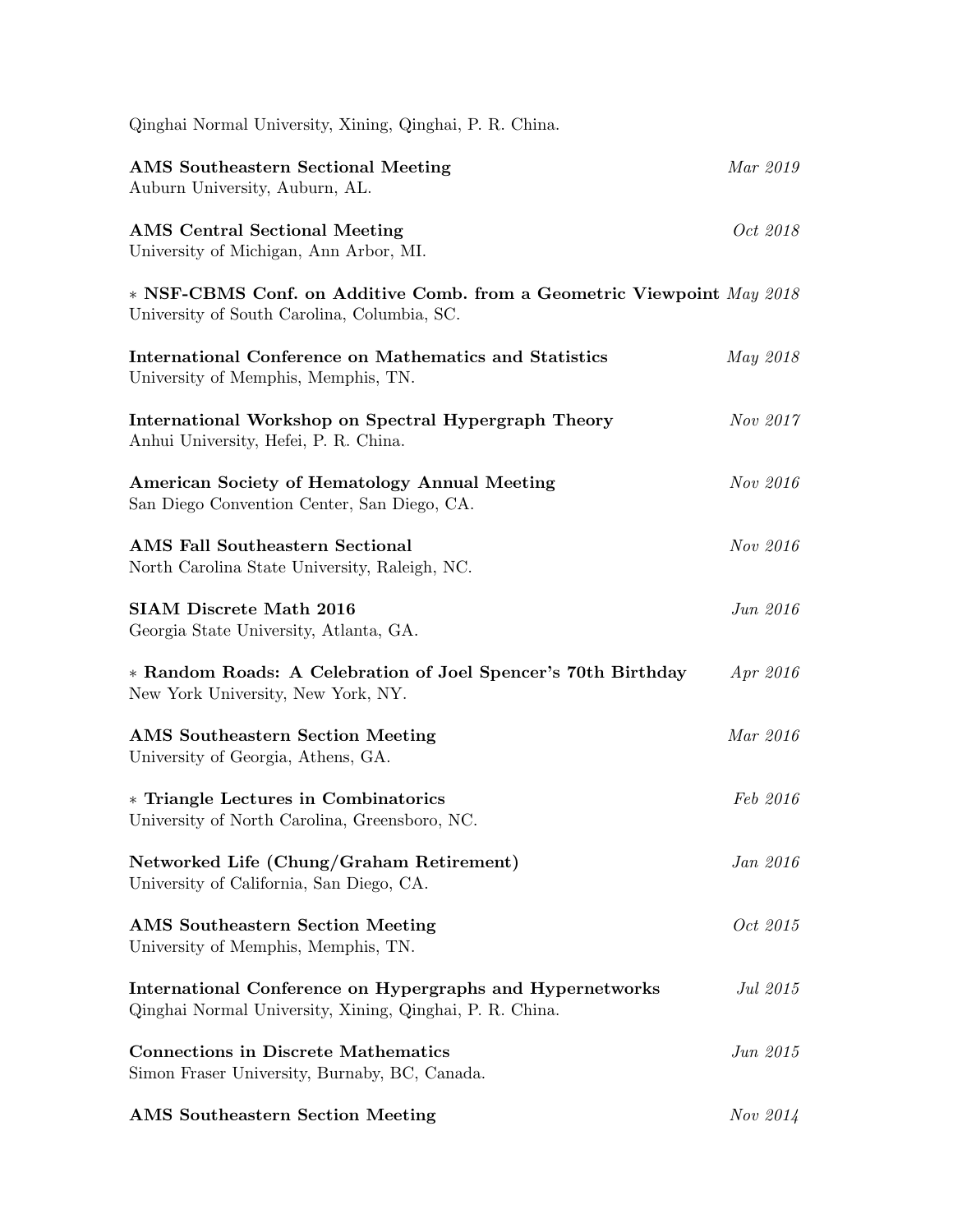Qinghai Normal University, Xining, Qinghai, P. R. China.

**AMS Southeastern Sectional Meeting** *Mar 2019*
Auburn University, Auburn, AL.

**AMS Central Sectional Meeting** *Oct 2018*
University of Michigan, Ann Arbor, MI.

$*$ **NSF-CBMS Conf. on Additive Comb. from a Geometric Viewpoint** *May 2018*
University of South Carolina, Columbia, SC.

**International Conference on Mathematics and Statistics** *May 2018*
University of Memphis, Memphis, TN.

**International Workshop on Spectral Hypergraph Theory** *Nov 2017*
Anhui University, Hefei, P. R. China.

**American Society of Hematology Annual Meeting** *Nov 2016*
San Diego Convention Center, San Diego, CA.

**AMS Fall Southeastern Sectional** *Nov 2016*
North Carolina State University, Raleigh, NC.

**SIAM Discrete Math 2016** *Jun 2016*
Georgia State University, Atlanta, GA.

$*$ **Random Roads: A Celebration of Joel Spencer's 70th Birthday** *Apr 2016*
New York University, New York, NY.

**AMS Southeastern Section Meeting** *Mar 2016*
University of Georgia, Athens, GA.

$*$ **Triangle Lectures in Combinatorics** *Feb 2016*
University of North Carolina, Greensboro, NC.

**Networked Life (Chung/Graham Retirement)** *Jan 2016*
University of California, San Diego, CA.

**AMS Southeastern Section Meeting** *Oct 2015*
University of Memphis, Memphis, TN.

**International Conference on Hypergraphs and Hypernetworks** *Jul 2015*
Qinghai Normal University, Xining, Qinghai, P. R. China.

**Connections in Discrete Mathematics** *Jun 2015*
Simon Fraser University, Burnaby, BC, Canada.

**AMS Southeastern Section Meeting** *Nov 2014*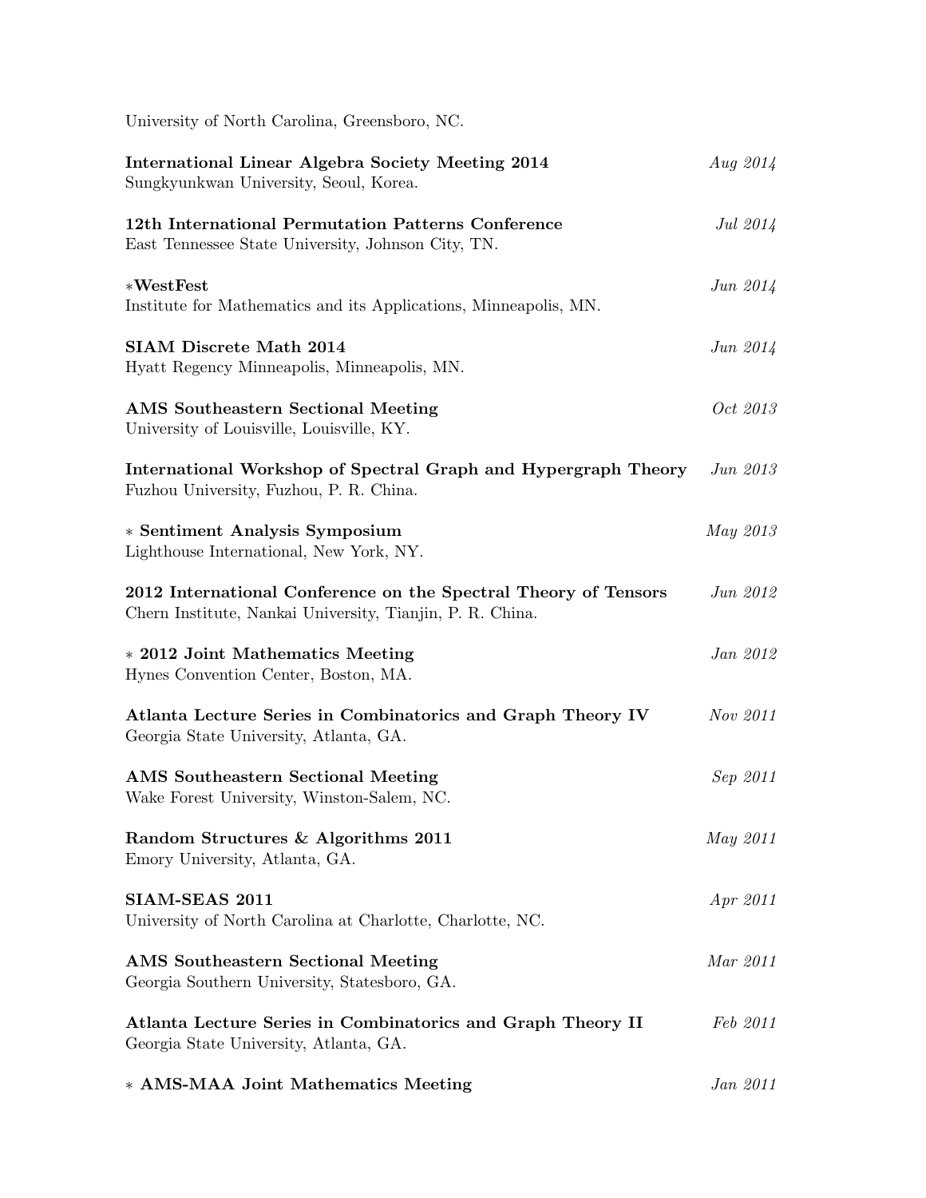University of North Carolina, Greensboro, NC.

**International Linear Algebra Society Meeting 2014** *Aug 2014*
Sungkyunkwan University, Seoul, Korea.

**12th International Permutation Patterns Conference** *Jul 2014*
East Tennessee State University, Johnson City, TN.

∗**WestFest** *Jun 2014*
Institute for Mathematics and its Applications, Minneapolis, MN.

**SIAM Discrete Math 2014** *Jun 2014*
Hyatt Regency Minneapolis, Minneapolis, MN.

**AMS Southeastern Sectional Meeting** *Oct 2013*
University of Louisville, Louisville, KY.

**International Workshop of Spectral Graph and Hypergraph Theory** *Jun 2013*
Fuzhou University, Fuzhou, P. R. China.

∗ **Sentiment Analysis Symposium** *May 2013*
Lighthouse International, New York, NY.

**2012 International Conference on the Spectral Theory of Tensors** *Jun 2012*
Chern Institute, Nankai University, Tianjin, P. R. China.

∗ **2012 Joint Mathematics Meeting** *Jan 2012*
Hynes Convention Center, Boston, MA.

**Atlanta Lecture Series in Combinatorics and Graph Theory IV** *Nov 2011*
Georgia State University, Atlanta, GA.

**AMS Southeastern Sectional Meeting** *Sep 2011*
Wake Forest University, Winston-Salem, NC.

**Random Structures & Algorithms 2011** *May 2011*
Emory University, Atlanta, GA.

**SIAM-SEAS 2011** *Apr 2011*
University of North Carolina at Charlotte, Charlotte, NC.

**AMS Southeastern Sectional Meeting** *Mar 2011*
Georgia Southern University, Statesboro, GA.

**Atlanta Lecture Series in Combinatorics and Graph Theory II** *Feb 2011*
Georgia State University, Atlanta, GA.

∗ **AMS-MAA Joint Mathematics Meeting** *Jan 2011*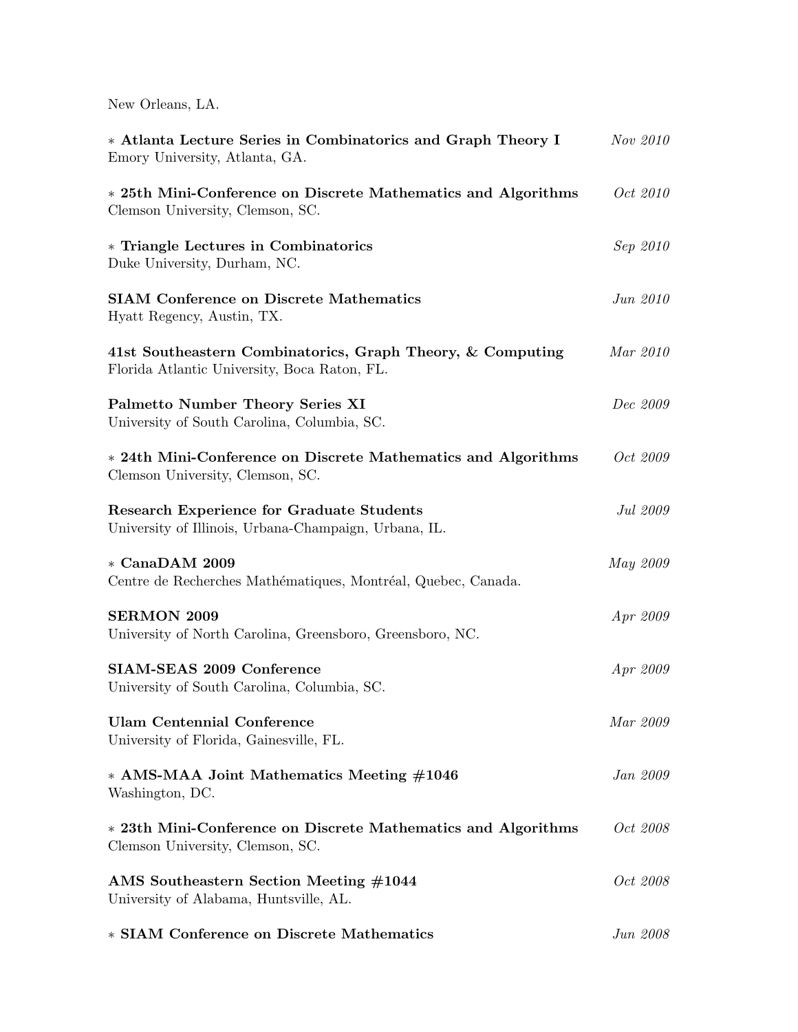New Orleans, LA.

∗ **Atlanta Lecture Series in Combinatorics and Graph Theory I** *Nov 2010*
Emory University, Atlanta, GA.

∗ **25th Mini-Conference on Discrete Mathematics and Algorithms** *Oct 2010*
Clemson University, Clemson, SC.

∗ **Triangle Lectures in Combinatorics** *Sep 2010*
Duke University, Durham, NC.

**SIAM Conference on Discrete Mathematics** *Jun 2010*
Hyatt Regency, Austin, TX.

**41st Southeastern Combinatorics, Graph Theory, & Computing** *Mar 2010*
Florida Atlantic University, Boca Raton, FL.

**Palmetto Number Theory Series XI** *Dec 2009*
University of South Carolina, Columbia, SC.

∗ **24th Mini-Conference on Discrete Mathematics and Algorithms** *Oct 2009*
Clemson University, Clemson, SC.

**Research Experience for Graduate Students** *Jul 2009*
University of Illinois, Urbana-Champaign, Urbana, IL.

∗ **CanaDAM 2009** *May 2009*
Centre de Recherches Mathématiques, Montréal, Quebec, Canada.

**SERMON 2009** *Apr 2009*
University of North Carolina, Greensboro, Greensboro, NC.

**SIAM-SEAS 2009 Conference** *Apr 2009*
University of South Carolina, Columbia, SC.

**Ulam Centennial Conference** *Mar 2009*
University of Florida, Gainesville, FL.

∗ **AMS-MAA Joint Mathematics Meeting #1046** *Jan 2009*
Washington, DC.

∗ **23th Mini-Conference on Discrete Mathematics and Algorithms** *Oct 2008*
Clemson University, Clemson, SC.

**AMS Southeastern Section Meeting #1044** *Oct 2008*
University of Alabama, Huntsville, AL.

∗ **SIAM Conference on Discrete Mathematics** *Jun 2008*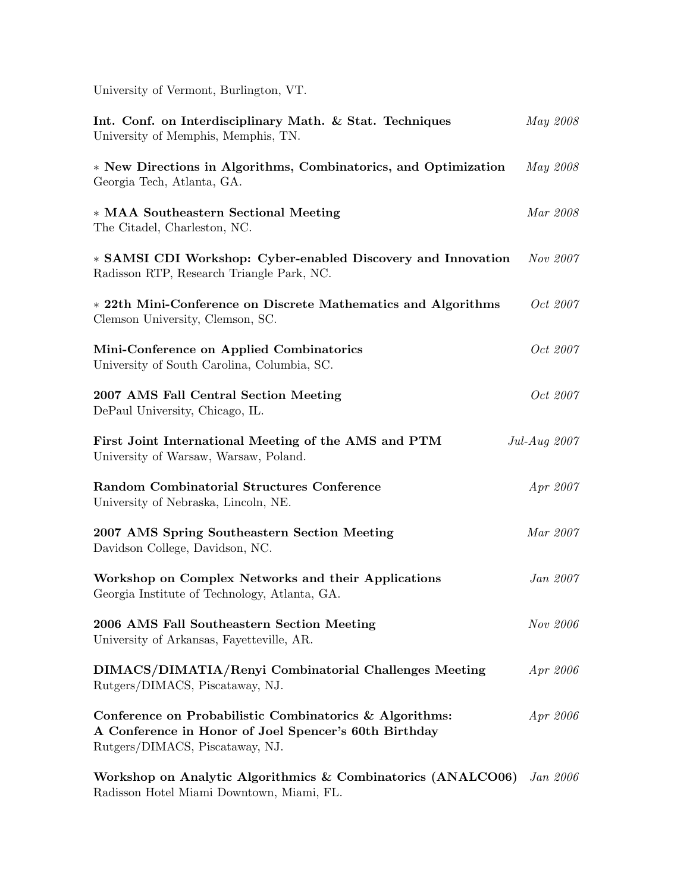University of Vermont, Burlington, VT.

**Int. Conf. on Interdisciplinary Math. & Stat. Techniques** *May 2008*
University of Memphis, Memphis, TN.

∗ **New Directions in Algorithms, Combinatorics, and Optimization** *May 2008*
Georgia Tech, Atlanta, GA.

∗ **MAA Southeastern Sectional Meeting** *Mar 2008*
The Citadel, Charleston, NC.

∗ **SAMSI CDI Workshop: Cyber-enabled Discovery and Innovation** *Nov 2007*
Radisson RTP, Research Triangle Park, NC.

∗ **22th Mini-Conference on Discrete Mathematics and Algorithms** *Oct 2007*
Clemson University, Clemson, SC.

**Mini-Conference on Applied Combinatorics** *Oct 2007*
University of South Carolina, Columbia, SC.

**2007 AMS Fall Central Section Meeting** *Oct 2007*
DePaul University, Chicago, IL.

**First Joint International Meeting of the AMS and PTM** *Jul-Aug 2007*
University of Warsaw, Warsaw, Poland.

**Random Combinatorial Structures Conference** *Apr 2007*
University of Nebraska, Lincoln, NE.

**2007 AMS Spring Southeastern Section Meeting** *Mar 2007*
Davidson College, Davidson, NC.

**Workshop on Complex Networks and their Applications** *Jan 2007*
Georgia Institute of Technology, Atlanta, GA.

**2006 AMS Fall Southeastern Section Meeting** *Nov 2006*
University of Arkansas, Fayetteville, AR.

**DIMACS/DIMATIA/Renyi Combinatorial Challenges Meeting** *Apr 2006*
Rutgers/DIMACS, Piscataway, NJ.

**Conference on Probabilistic Combinatorics & Algorithms:**
**A Conference in Honor of Joel Spencer's 60th Birthday** *Apr 2006*
Rutgers/DIMACS, Piscataway, NJ.

**Workshop on Analytic Algorithmics & Combinatorics (ANALCO06)** *Jan 2006*
Radisson Hotel Miami Downtown, Miami, FL.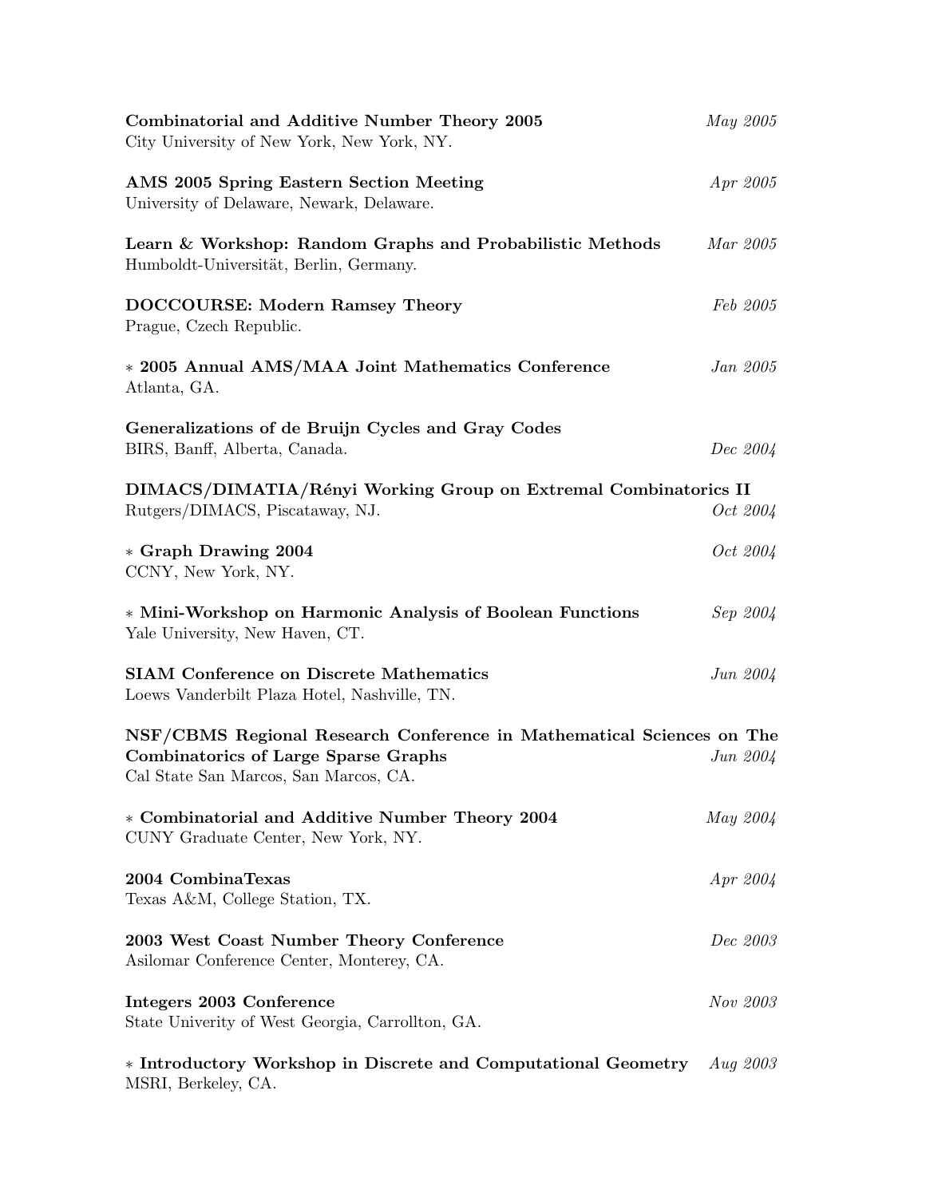**Combinatorial and Additive Number Theory 2005** *May 2005*
City University of New York, New York, NY.

**AMS 2005 Spring Eastern Section Meeting** *Apr 2005*
University of Delaware, Newark, Delaware.

**Learn & Workshop: Random Graphs and Probabilistic Methods** *Mar 2005*
Humboldt-Universität, Berlin, Germany.

**DOCCOURSE: Modern Ramsey Theory** *Feb 2005*
Prague, Czech Republic.

$*$ **2005 Annual AMS/MAA Joint Mathematics Conference** *Jan 2005*
Atlanta, GA.

**Generalizations of de Bruijn Cycles and Gray Codes**
BIRS, Banff, Alberta, Canada. *Dec 2004*

**DIMACS/DIMATIA/Rényi Working Group on Extremal Combinatorics II**
Rutgers/DIMACS, Piscataway, NJ. *Oct 2004*

$*$ **Graph Drawing 2004** *Oct 2004*
CCNY, New York, NY.

$*$ **Mini-Workshop on Harmonic Analysis of Boolean Functions** *Sep 2004*
Yale University, New Haven, CT.

**SIAM Conference on Discrete Mathematics** *Jun 2004*
Loews Vanderbilt Plaza Hotel, Nashville, TN.

**NSF/CBMS Regional Research Conference in Mathematical Sciences on The Combinatorics of Large Sparse Graphs** *Jun 2004*
Cal State San Marcos, San Marcos, CA.

$*$ **Combinatorial and Additive Number Theory 2004** *May 2004*
CUNY Graduate Center, New York, NY.

**2004 CombinaTexas** *Apr 2004*
Texas A&M, College Station, TX.

**2003 West Coast Number Theory Conference** *Dec 2003*
Asilomar Conference Center, Monterey, CA.

**Integers 2003 Conference** *Nov 2003*
State Univerity of West Georgia, Carrollton, GA.

$*$ **Introductory Workshop in Discrete and Computational Geometry** *Aug 2003*
MSRI, Berkeley, CA.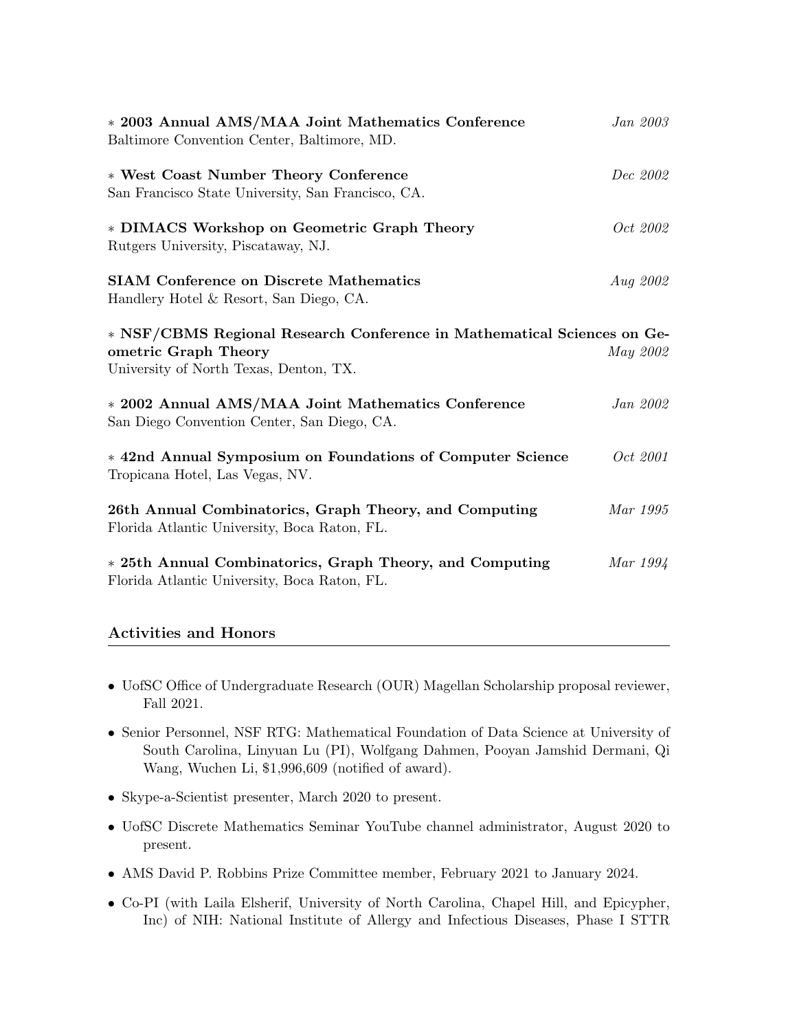∗ **2003 Annual AMS/MAA Joint Mathematics Conference** *Jan 2003*
Baltimore Convention Center, Baltimore, MD.

∗ **West Coast Number Theory Conference** *Dec 2002*
San Francisco State University, San Francisco, CA.

∗ **DIMACS Workshop on Geometric Graph Theory** *Oct 2002*
Rutgers University, Piscataway, NJ.

**SIAM Conference on Discrete Mathematics** *Aug 2002*
Handlery Hotel & Resort, San Diego, CA.

∗ **NSF/CBMS Regional Research Conference in Mathematical Sciences on Geometric Graph Theory** *May 2002*
University of North Texas, Denton, TX.

∗ **2002 Annual AMS/MAA Joint Mathematics Conference** *Jan 2002*
San Diego Convention Center, San Diego, CA.

∗ **42nd Annual Symposium on Foundations of Computer Science** *Oct 2001*
Tropicana Hotel, Las Vegas, NV.

**26th Annual Combinatorics, Graph Theory, and Computing** *Mar 1995*
Florida Atlantic University, Boca Raton, FL.

∗ **25th Annual Combinatorics, Graph Theory, and Computing** *Mar 1994*
Florida Atlantic University, Boca Raton, FL.

## Activities and Honors

- UofSC Office of Undergraduate Research (OUR) Magellan Scholarship proposal reviewer, Fall 2021.
- Senior Personnel, NSF RTG: Mathematical Foundation of Data Science at University of South Carolina, Linyuan Lu (PI), Wolfgang Dahmen, Pooyan Jamshid Dermani, Qi Wang, Wuchen Li, $1,996,609 (notified of award).
- Skype-a-Scientist presenter, March 2020 to present.
- UofSC Discrete Mathematics Seminar YouTube channel administrator, August 2020 to present.
- AMS David P. Robbins Prize Committee member, February 2021 to January 2024.
- Co-PI (with Laila Elsherif, University of North Carolina, Chapel Hill, and Epicypher, Inc) of NIH: National Institute of Allergy and Infectious Diseases, Phase I STTR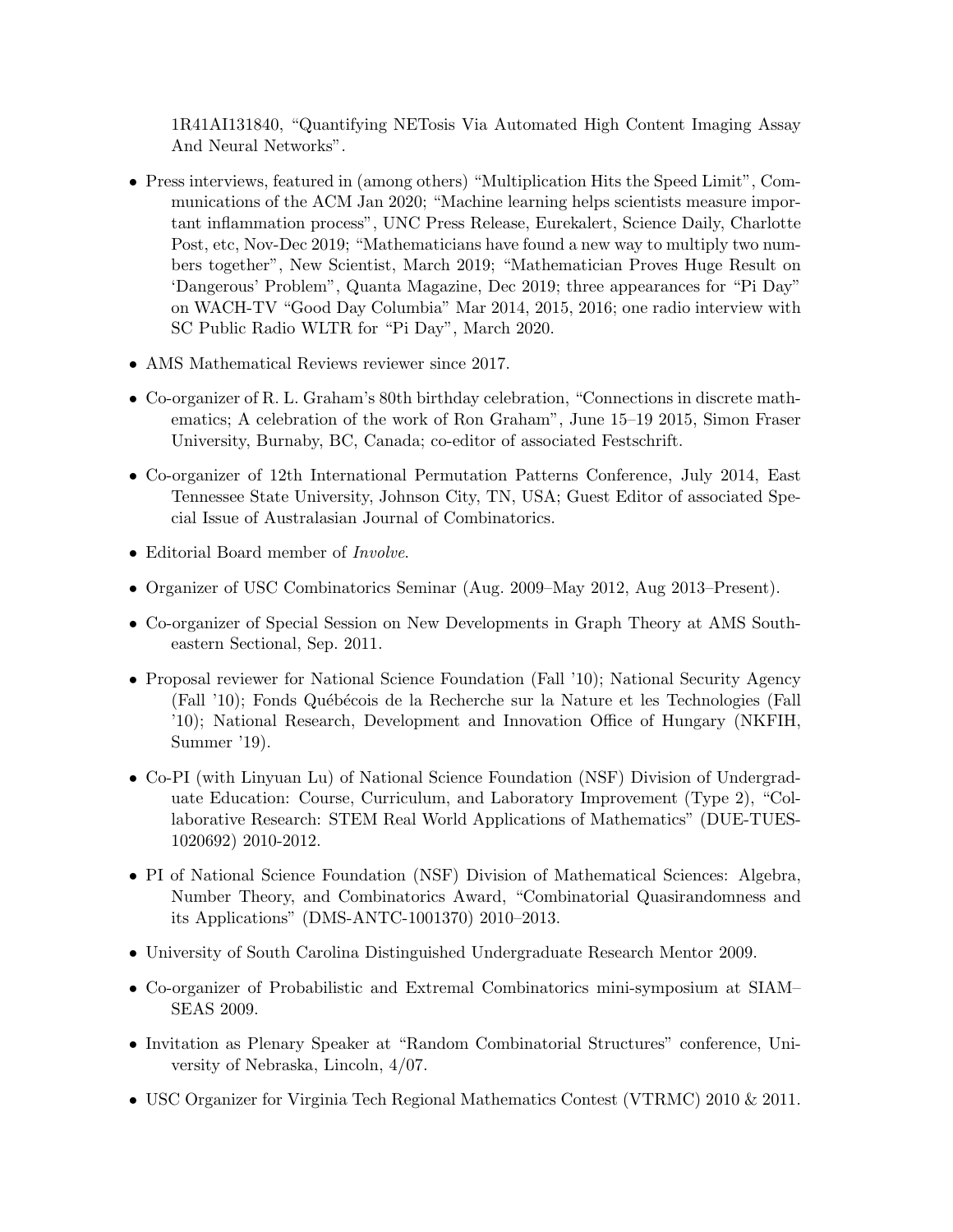1R41AI131840, “Quantifying NETosis Via Automated High Content Imaging Assay And Neural Networks”.

- Press interviews, featured in (among others) “Multiplication Hits the Speed Limit”, Communications of the ACM Jan 2020; “Machine learning helps scientists measure important inflammation process”, UNC Press Release, Eurekalert, Science Daily, Charlotte Post, etc, Nov-Dec 2019; “Mathematicians have found a new way to multiply two numbers together”, New Scientist, March 2019; “Mathematician Proves Huge Result on ‘Dangerous’ Problem”, Quanta Magazine, Dec 2019; three appearances for “Pi Day” on WACH-TV “Good Day Columbia” Mar 2014, 2015, 2016; one radio interview with SC Public Radio WLTR for “Pi Day”, March 2020.
- AMS Mathematical Reviews reviewer since 2017.
- Co-organizer of R. L. Graham’s 80th birthday celebration, “Connections in discrete mathematics; A celebration of the work of Ron Graham”, June 15–19 2015, Simon Fraser University, Burnaby, BC, Canada; co-editor of associated Festschrift.
- Co-organizer of 12th International Permutation Patterns Conference, July 2014, East Tennessee State University, Johnson City, TN, USA; Guest Editor of associated Special Issue of Australasian Journal of Combinatorics.
- Editorial Board member of *Involve*.
- Organizer of USC Combinatorics Seminar (Aug. 2009–May 2012, Aug 2013–Present).
- Co-organizer of Special Session on New Developments in Graph Theory at AMS Southeastern Sectional, Sep. 2011.
- Proposal reviewer for National Science Foundation (Fall ’10); National Security Agency (Fall ’10); Fonds Québécois de la Recherche sur la Nature et les Technologies (Fall ’10); National Research, Development and Innovation Office of Hungary (NKFIH, Summer ’19).
- Co-PI (with Linyuan Lu) of National Science Foundation (NSF) Division of Undergraduate Education: Course, Curriculum, and Laboratory Improvement (Type 2), “Collaborative Research: STEM Real World Applications of Mathematics” (DUE-TUES-1020692) 2010-2012.
- PI of National Science Foundation (NSF) Division of Mathematical Sciences: Algebra, Number Theory, and Combinatorics Award, “Combinatorial Quasirandomness and its Applications” (DMS-ANTC-1001370) 2010–2013.
- University of South Carolina Distinguished Undergraduate Research Mentor 2009.
- Co-organizer of Probabilistic and Extremal Combinatorics mini-symposium at SIAM–SEAS 2009.
- Invitation as Plenary Speaker at “Random Combinatorial Structures” conference, University of Nebraska, Lincoln, 4/07.
- USC Organizer for Virginia Tech Regional Mathematics Contest (VTRMC) 2010 & 2011.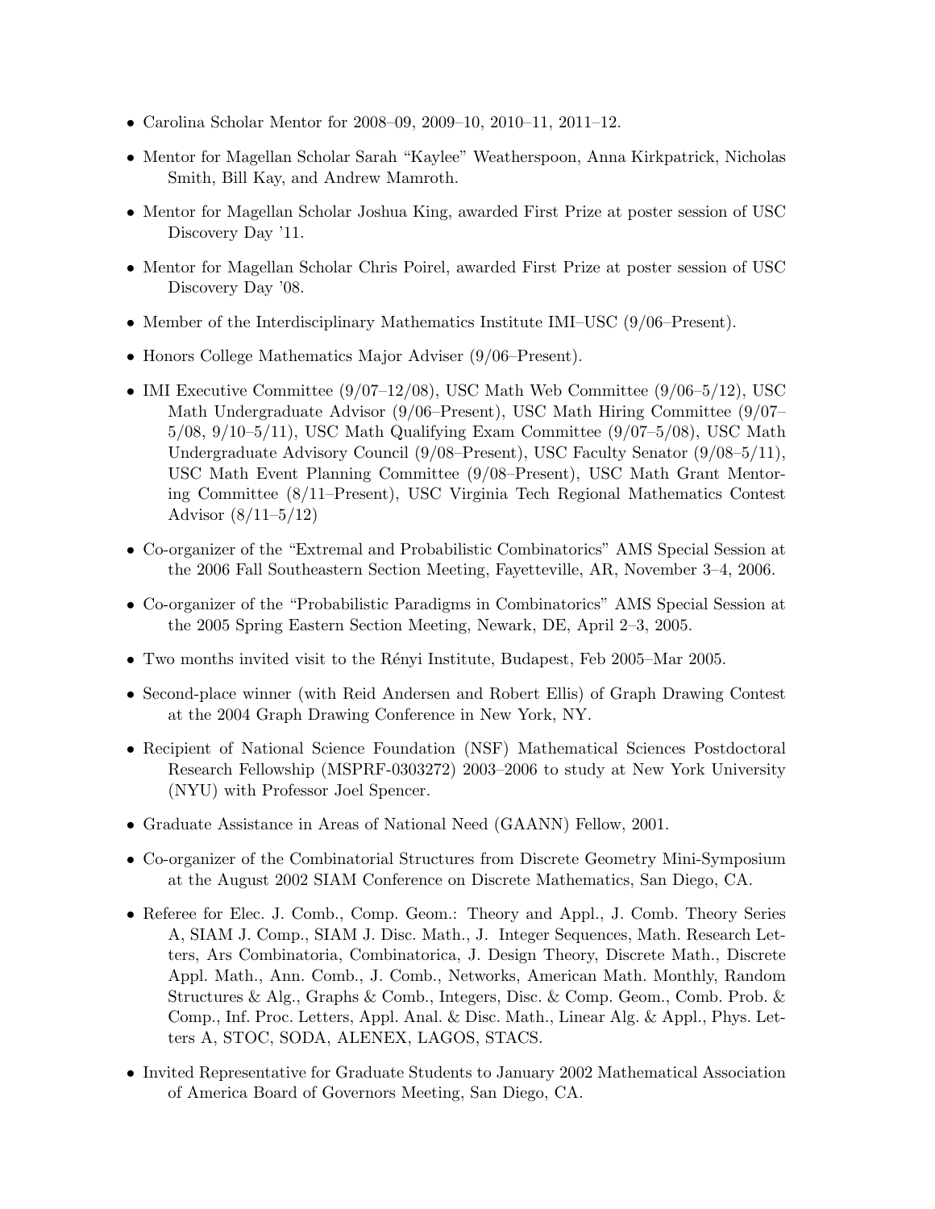- Carolina Scholar Mentor for 2008–09, 2009–10, 2010–11, 2011–12.
- Mentor for Magellan Scholar Sarah "Kaylee" Weatherspoon, Anna Kirkpatrick, Nicholas Smith, Bill Kay, and Andrew Mamroth.
- Mentor for Magellan Scholar Joshua King, awarded First Prize at poster session of USC Discovery Day '11.
- Mentor for Magellan Scholar Chris Poirel, awarded First Prize at poster session of USC Discovery Day '08.
- Member of the Interdisciplinary Mathematics Institute IMI–USC (9/06–Present).
- Honors College Mathematics Major Adviser (9/06–Present).
- IMI Executive Committee (9/07–12/08), USC Math Web Committee (9/06–5/12), USC Math Undergraduate Advisor (9/06–Present), USC Math Hiring Committee (9/07–5/08, 9/10–5/11), USC Math Qualifying Exam Committee (9/07–5/08), USC Math Undergraduate Advisory Council (9/08–Present), USC Faculty Senator (9/08–5/11), USC Math Event Planning Committee (9/08–Present), USC Math Grant Mentoring Committee (8/11–Present), USC Virginia Tech Regional Mathematics Contest Advisor (8/11–5/12)
- Co-organizer of the "Extremal and Probabilistic Combinatorics" AMS Special Session at the 2006 Fall Southeastern Section Meeting, Fayetteville, AR, November 3–4, 2006.
- Co-organizer of the "Probabilistic Paradigms in Combinatorics" AMS Special Session at the 2005 Spring Eastern Section Meeting, Newark, DE, April 2–3, 2005.
- Two months invited visit to the Rényi Institute, Budapest, Feb 2005–Mar 2005.
- Second-place winner (with Reid Andersen and Robert Ellis) of Graph Drawing Contest at the 2004 Graph Drawing Conference in New York, NY.
- Recipient of National Science Foundation (NSF) Mathematical Sciences Postdoctoral Research Fellowship (MSPRF-0303272) 2003–2006 to study at New York University (NYU) with Professor Joel Spencer.
- Graduate Assistance in Areas of National Need (GAANN) Fellow, 2001.
- Co-organizer of the Combinatorial Structures from Discrete Geometry Mini-Symposium at the August 2002 SIAM Conference on Discrete Mathematics, San Diego, CA.
- Referee for Elec. J. Comb., Comp. Geom.: Theory and Appl., J. Comb. Theory Series A, SIAM J. Comp., SIAM J. Disc. Math., J. Integer Sequences, Math. Research Letters, Ars Combinatoria, Combinatorica, J. Design Theory, Discrete Math., Discrete Appl. Math., Ann. Comb., J. Comb., Networks, American Math. Monthly, Random Structures & Alg., Graphs & Comb., Integers, Disc. & Comp. Geom., Comb. Prob. & Comp., Inf. Proc. Letters, Appl. Anal. & Disc. Math., Linear Alg. & Appl., Phys. Letters A, STOC, SODA, ALENEX, LAGOS, STACS.
- Invited Representative for Graduate Students to January 2002 Mathematical Association of America Board of Governors Meeting, San Diego, CA.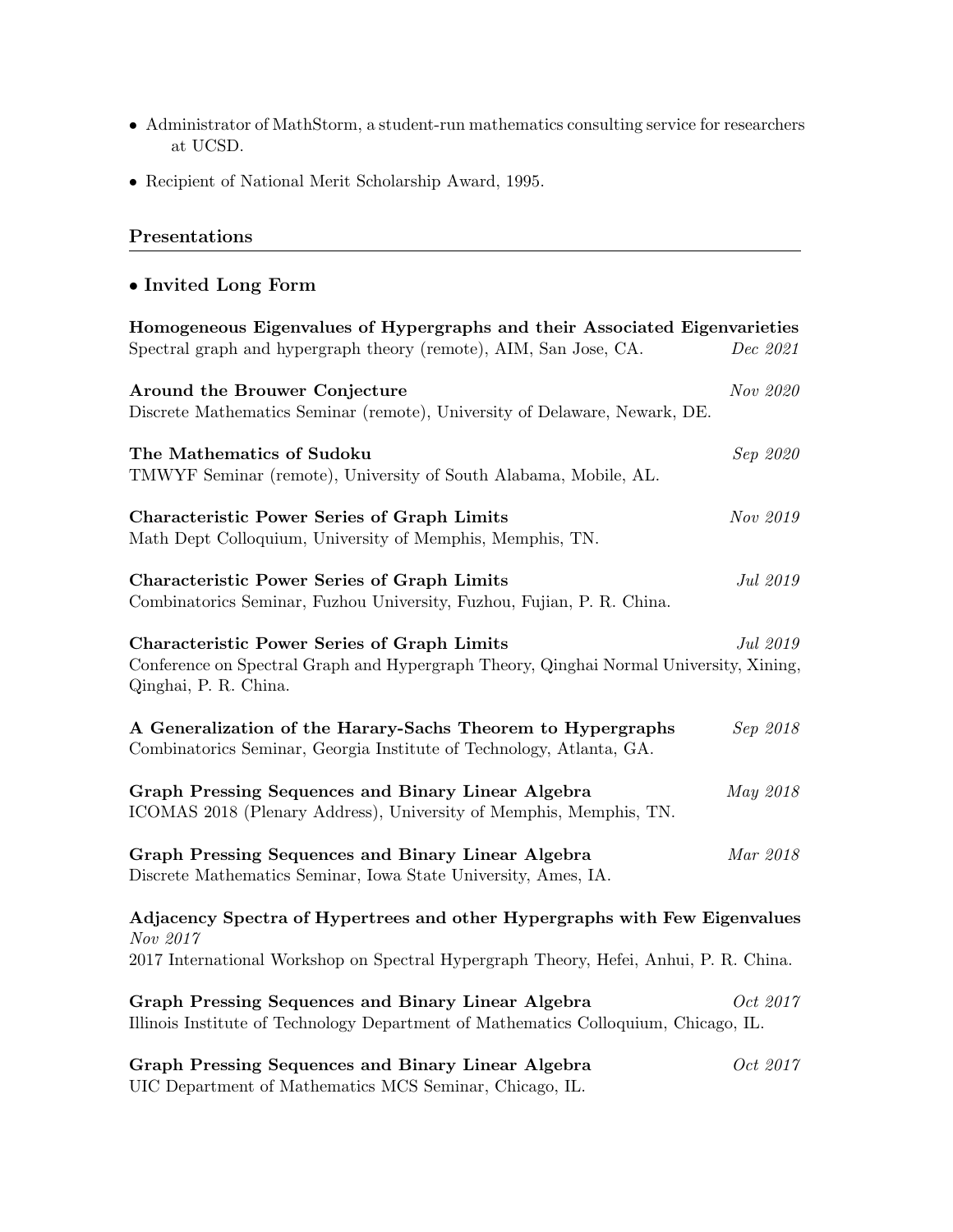- Administrator of MathStorm, a student-run mathematics consulting service for researchers at UCSD.
- Recipient of National Merit Scholarship Award, 1995.

## Presentations

- **Invited Long Form**

**Homogeneous Eigenvalues of Hypergraphs and their Associated Eigenvarieties**
Spectral graph and hypergraph theory (remote), AIM, San Jose, CA. *Dec 2021*

**Around the Brouwer Conjecture** *Nov 2020*
Discrete Mathematics Seminar (remote), University of Delaware, Newark, DE.

**The Mathematics of Sudoku** *Sep 2020*
TMWYF Seminar (remote), University of South Alabama, Mobile, AL.

**Characteristic Power Series of Graph Limits** *Nov 2019*
Math Dept Colloquium, University of Memphis, Memphis, TN.

**Characteristic Power Series of Graph Limits** *Jul 2019*
Combinatorics Seminar, Fuzhou University, Fuzhou, Fujian, P. R. China.

**Characteristic Power Series of Graph Limits** *Jul 2019*
Conference on Spectral Graph and Hypergraph Theory, Qinghai Normal University, Xining, Qinghai, P. R. China.

**A Generalization of the Harary-Sachs Theorem to Hypergraphs** *Sep 2018*
Combinatorics Seminar, Georgia Institute of Technology, Atlanta, GA.

**Graph Pressing Sequences and Binary Linear Algebra** *May 2018*
ICOMAS 2018 (Plenary Address), University of Memphis, Memphis, TN.

**Graph Pressing Sequences and Binary Linear Algebra** *Mar 2018*
Discrete Mathematics Seminar, Iowa State University, Ames, IA.

**Adjacency Spectra of Hypertrees and other Hypergraphs with Few Eigenvalues**
*Nov 2017*
2017 International Workshop on Spectral Hypergraph Theory, Hefei, Anhui, P. R. China.

**Graph Pressing Sequences and Binary Linear Algebra** *Oct 2017*
Illinois Institute of Technology Department of Mathematics Colloquium, Chicago, IL.

**Graph Pressing Sequences and Binary Linear Algebra** *Oct 2017*
UIC Department of Mathematics MCS Seminar, Chicago, IL.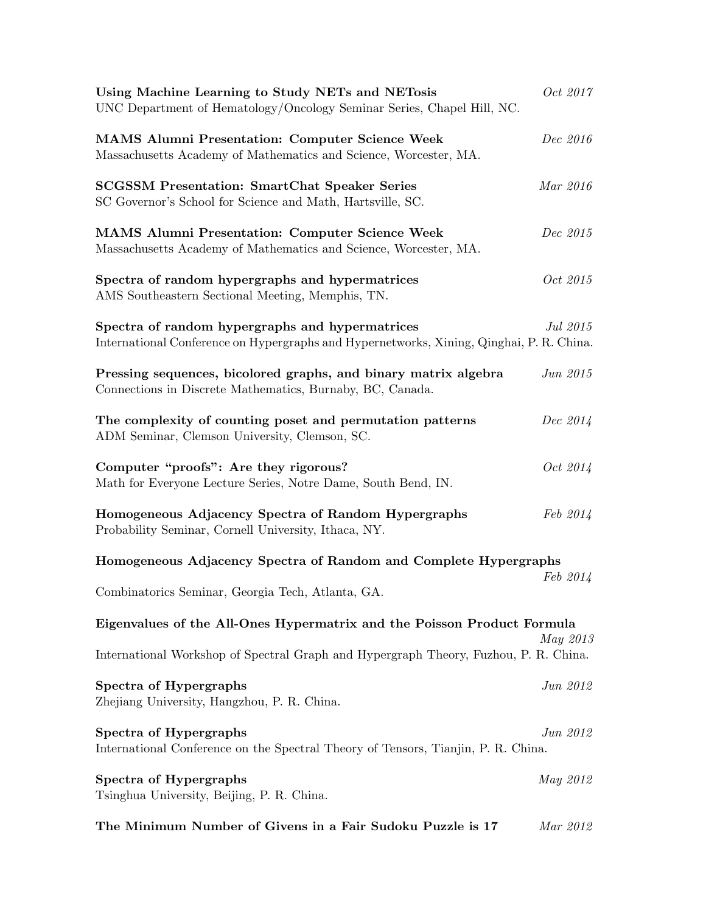**Using Machine Learning to Study NETs and NETosis** *Oct 2017*
UNC Department of Hematology/Oncology Seminar Series, Chapel Hill, NC.

**MAMS Alumni Presentation: Computer Science Week** *Dec 2016*
Massachusetts Academy of Mathematics and Science, Worcester, MA.

**SCGSSM Presentation: SmartChat Speaker Series** *Mar 2016*
SC Governor's School for Science and Math, Hartsville, SC.

**MAMS Alumni Presentation: Computer Science Week** *Dec 2015*
Massachusetts Academy of Mathematics and Science, Worcester, MA.

**Spectra of random hypergraphs and hypermatrices** *Oct 2015*
AMS Southeastern Sectional Meeting, Memphis, TN.

**Spectra of random hypergraphs and hypermatrices** *Jul 2015*
International Conference on Hypergraphs and Hypernetworks, Xining, Qinghai, P. R. China.

**Pressing sequences, bicolored graphs, and binary matrix algebra** *Jun 2015*
Connections in Discrete Mathematics, Burnaby, BC, Canada.

**The complexity of counting poset and permutation patterns** *Dec 2014*
ADM Seminar, Clemson University, Clemson, SC.

**Computer "proofs": Are they rigorous?** *Oct 2014*
Math for Everyone Lecture Series, Notre Dame, South Bend, IN.

**Homogeneous Adjacency Spectra of Random Hypergraphs** *Feb 2014*
Probability Seminar, Cornell University, Ithaca, NY.

**Homogeneous Adjacency Spectra of Random and Complete Hypergraphs** *Feb 2014*
Combinatorics Seminar, Georgia Tech, Atlanta, GA.

**Eigenvalues of the All-Ones Hypermatrix and the Poisson Product Formula** *May 2013*
International Workshop of Spectral Graph and Hypergraph Theory, Fuzhou, P. R. China.

**Spectra of Hypergraphs** *Jun 2012*
Zhejiang University, Hangzhou, P. R. China.

**Spectra of Hypergraphs** *Jun 2012*
International Conference on the Spectral Theory of Tensors, Tianjin, P. R. China.

**Spectra of Hypergraphs** *May 2012*
Tsinghua University, Beijing, P. R. China.

**The Minimum Number of Givens in a Fair Sudoku Puzzle is 17** *Mar 2012*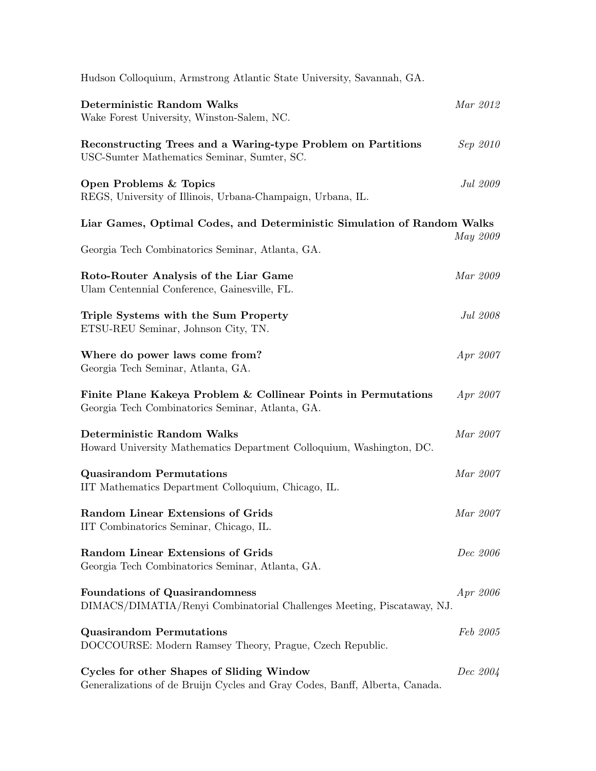Hudson Colloquium, Armstrong Atlantic State University, Savannah, GA.

**Deterministic Random Walks** *Mar 2012*
Wake Forest University, Winston-Salem, NC.

**Reconstructing Trees and a Waring-type Problem on Partitions** *Sep 2010*
USC-Sumter Mathematics Seminar, Sumter, SC.

**Open Problems & Topics** *Jul 2009*
REGS, University of Illinois, Urbana-Champaign, Urbana, IL.

**Liar Games, Optimal Codes, and Deterministic Simulation of Random Walks** *May 2009*
Georgia Tech Combinatorics Seminar, Atlanta, GA.

**Roto-Router Analysis of the Liar Game** *Mar 2009*
Ulam Centennial Conference, Gainesville, FL.

**Triple Systems with the Sum Property** *Jul 2008*
ETSU-REU Seminar, Johnson City, TN.

**Where do power laws come from?** *Apr 2007*
Georgia Tech Seminar, Atlanta, GA.

**Finite Plane Kakeya Problem & Collinear Points in Permutations** *Apr 2007*
Georgia Tech Combinatorics Seminar, Atlanta, GA.

**Deterministic Random Walks** *Mar 2007*
Howard University Mathematics Department Colloquium, Washington, DC.

**Quasirandom Permutations** *Mar 2007*
IIT Mathematics Department Colloquium, Chicago, IL.

**Random Linear Extensions of Grids** *Mar 2007*
IIT Combinatorics Seminar, Chicago, IL.

**Random Linear Extensions of Grids** *Dec 2006*
Georgia Tech Combinatorics Seminar, Atlanta, GA.

**Foundations of Quasirandomness** *Apr 2006*
DIMACS/DIMATIA/Renyi Combinatorial Challenges Meeting, Piscataway, NJ.

**Quasirandom Permutations** *Feb 2005*
DOCCOURSE: Modern Ramsey Theory, Prague, Czech Republic.

**Cycles for other Shapes of Sliding Window** *Dec 2004*
Generalizations of de Bruijn Cycles and Gray Codes, Banff, Alberta, Canada.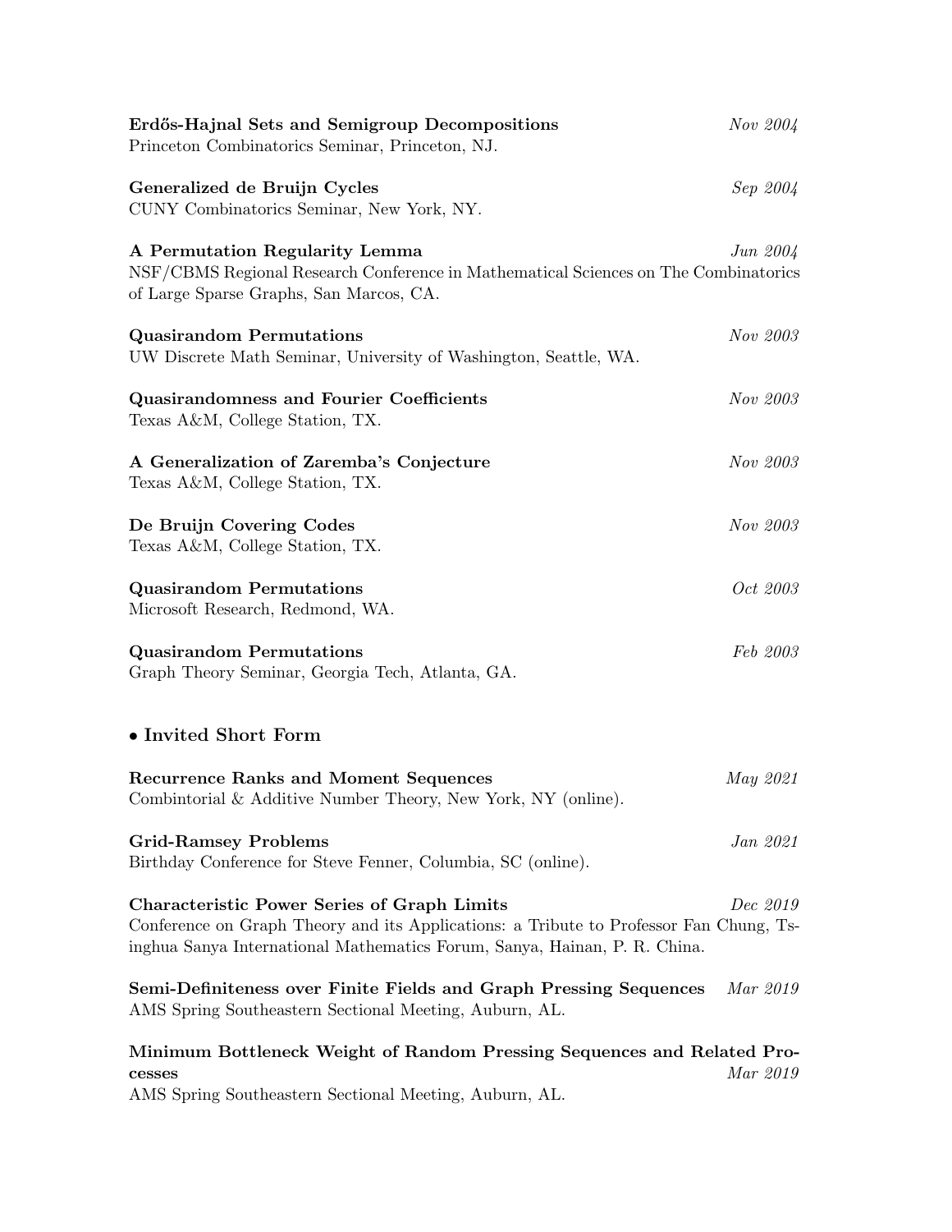**Erdős-Hajnal Sets and Semigroup Decompositions** *Nov 2004*
Princeton Combinatorics Seminar, Princeton, NJ.

**Generalized de Bruijn Cycles** *Sep 2004*
CUNY Combinatorics Seminar, New York, NY.

**A Permutation Regularity Lemma** *Jun 2004*
NSF/CBMS Regional Research Conference in Mathematical Sciences on The Combinatorics of Large Sparse Graphs, San Marcos, CA.

**Quasirandom Permutations** *Nov 2003*
UW Discrete Math Seminar, University of Washington, Seattle, WA.

**Quasirandomness and Fourier Coefficients** *Nov 2003*
Texas A&M, College Station, TX.

**A Generalization of Zaremba's Conjecture** *Nov 2003*
Texas A&M, College Station, TX.

**De Bruijn Covering Codes** *Nov 2003*
Texas A&M, College Station, TX.

**Quasirandom Permutations** *Oct 2003*
Microsoft Research, Redmond, WA.

**Quasirandom Permutations** *Feb 2003*
Graph Theory Seminar, Georgia Tech, Atlanta, GA.

### • Invited Short Form

**Recurrence Ranks and Moment Sequences** *May 2021*
Combintorial & Additive Number Theory, New York, NY (online).

**Grid-Ramsey Problems** *Jan 2021*
Birthday Conference for Steve Fenner, Columbia, SC (online).

**Characteristic Power Series of Graph Limits** *Dec 2019*
Conference on Graph Theory and its Applications: a Tribute to Professor Fan Chung, Tsinghua Sanya International Mathematics Forum, Sanya, Hainan, P. R. China.

**Semi-Definiteness over Finite Fields and Graph Pressing Sequences** *Mar 2019*
AMS Spring Southeastern Sectional Meeting, Auburn, AL.

**Minimum Bottleneck Weight of Random Pressing Sequences and Related Processes** *Mar 2019*
AMS Spring Southeastern Sectional Meeting, Auburn, AL.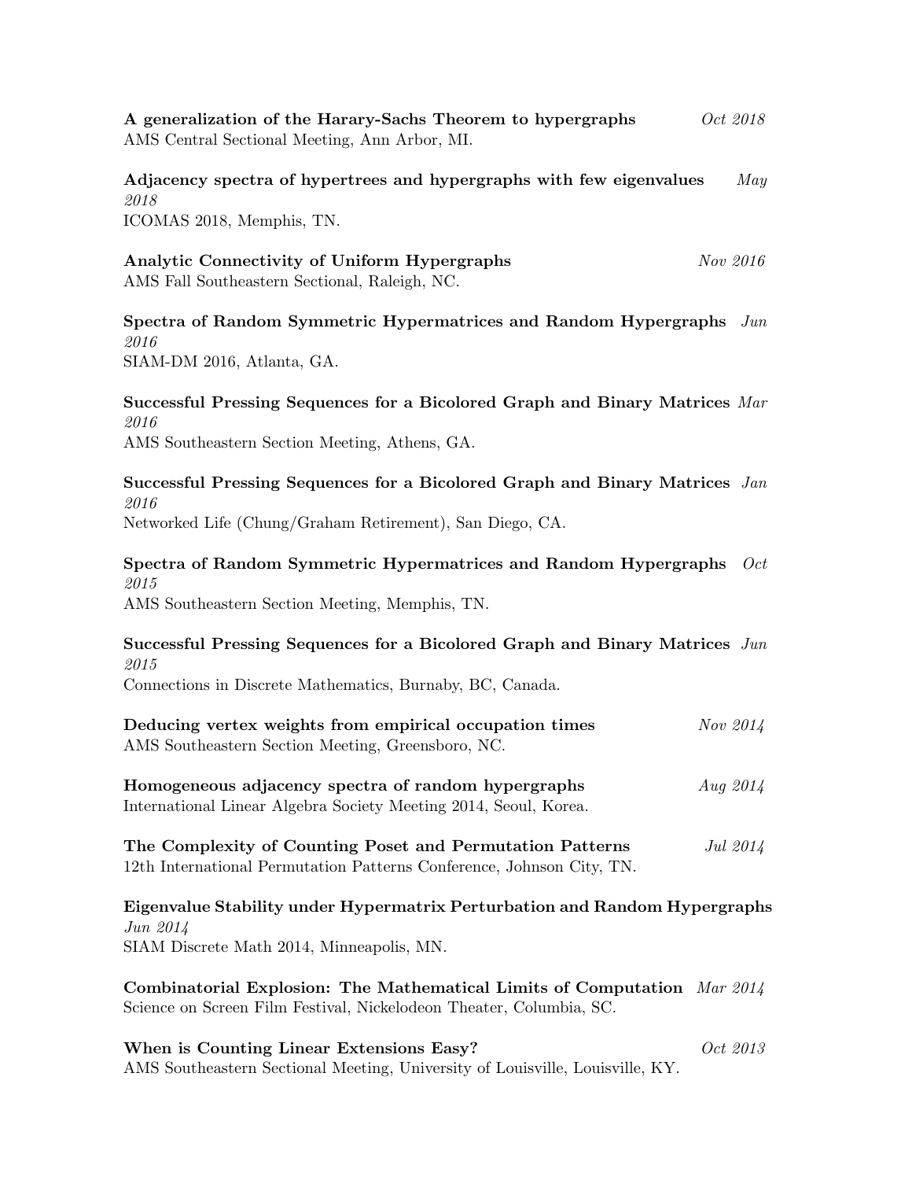**A generalization of the Harary-Sachs Theorem to hypergraphs** *Oct 2018*
AMS Central Sectional Meeting, Ann Arbor, MI.

**Adjacency spectra of hypertrees and hypergraphs with few eigenvalues** *May 2018*
ICOMAS 2018, Memphis, TN.

**Analytic Connectivity of Uniform Hypergraphs** *Nov 2016*
AMS Fall Southeastern Sectional, Raleigh, NC.

**Spectra of Random Symmetric Hypermatrices and Random Hypergraphs** *Jun 2016*
SIAM-DM 2016, Atlanta, GA.

**Successful Pressing Sequences for a Bicolored Graph and Binary Matrices** *Mar 2016*
AMS Southeastern Section Meeting, Athens, GA.

**Successful Pressing Sequences for a Bicolored Graph and Binary Matrices** *Jan 2016*
Networked Life (Chung/Graham Retirement), San Diego, CA.

**Spectra of Random Symmetric Hypermatrices and Random Hypergraphs** *Oct 2015*
AMS Southeastern Section Meeting, Memphis, TN.

**Successful Pressing Sequences for a Bicolored Graph and Binary Matrices** *Jun 2015*
Connections in Discrete Mathematics, Burnaby, BC, Canada.

**Deducing vertex weights from empirical occupation times** *Nov 2014*
AMS Southeastern Section Meeting, Greensboro, NC.

**Homogeneous adjacency spectra of random hypergraphs** *Aug 2014*
International Linear Algebra Society Meeting 2014, Seoul, Korea.

**The Complexity of Counting Poset and Permutation Patterns** *Jul 2014*
12th International Permutation Patterns Conference, Johnson City, TN.

**Eigenvalue Stability under Hypermatrix Perturbation and Random Hypergraphs** *Jun 2014*
SIAM Discrete Math 2014, Minneapolis, MN.

**Combinatorial Explosion: The Mathematical Limits of Computation** *Mar 2014*
Science on Screen Film Festival, Nickelodeon Theater, Columbia, SC.

**When is Counting Linear Extensions Easy?** *Oct 2013*
AMS Southeastern Sectional Meeting, University of Louisville, Louisville, KY.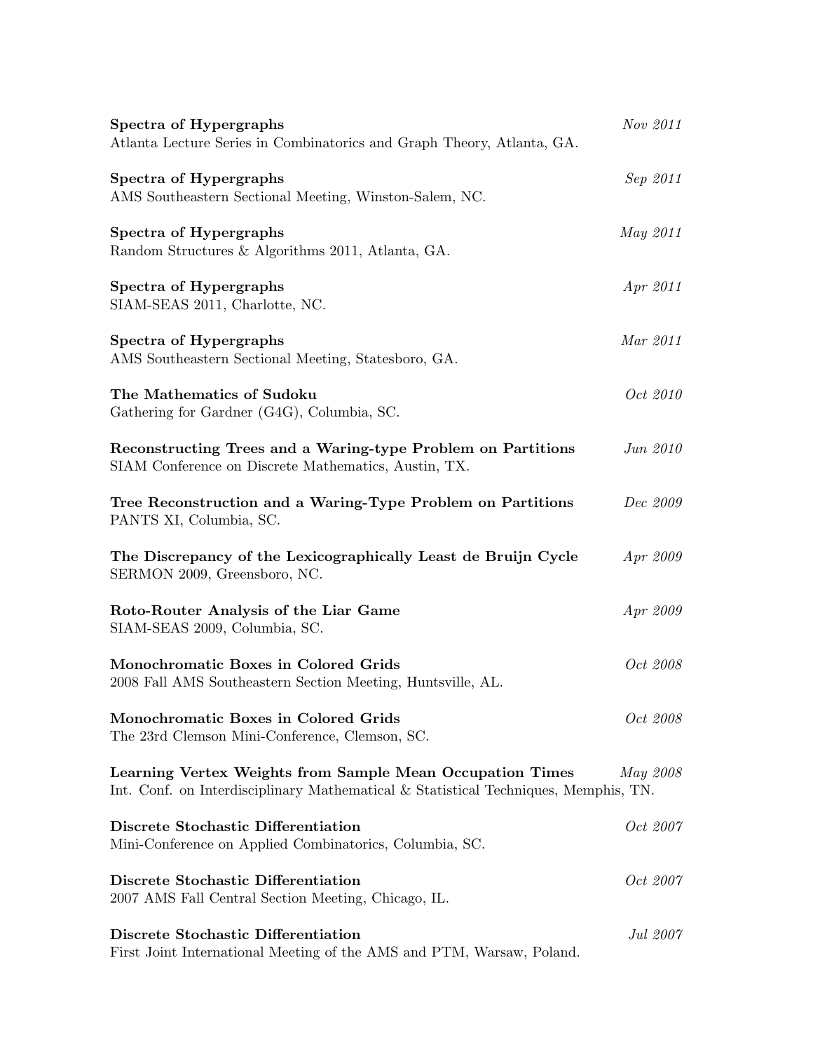**Spectra of Hypergraphs** *Nov 2011*
Atlanta Lecture Series in Combinatorics and Graph Theory, Atlanta, GA.

**Spectra of Hypergraphs** *Sep 2011*
AMS Southeastern Sectional Meeting, Winston-Salem, NC.

**Spectra of Hypergraphs** *May 2011*
Random Structures & Algorithms 2011, Atlanta, GA.

**Spectra of Hypergraphs** *Apr 2011*
SIAM-SEAS 2011, Charlotte, NC.

**Spectra of Hypergraphs** *Mar 2011*
AMS Southeastern Sectional Meeting, Statesboro, GA.

**The Mathematics of Sudoku** *Oct 2010*
Gathering for Gardner (G4G), Columbia, SC.

**Reconstructing Trees and a Waring-type Problem on Partitions** *Jun 2010*
SIAM Conference on Discrete Mathematics, Austin, TX.

**Tree Reconstruction and a Waring-Type Problem on Partitions** *Dec 2009*
PANTS XI, Columbia, SC.

**The Discrepancy of the Lexicographically Least de Bruijn Cycle** *Apr 2009*
SERMON 2009, Greensboro, NC.

**Roto-Router Analysis of the Liar Game** *Apr 2009*
SIAM-SEAS 2009, Columbia, SC.

**Monochromatic Boxes in Colored Grids** *Oct 2008*
2008 Fall AMS Southeastern Section Meeting, Huntsville, AL.

**Monochromatic Boxes in Colored Grids** *Oct 2008*
The 23rd Clemson Mini-Conference, Clemson, SC.

**Learning Vertex Weights from Sample Mean Occupation Times** *May 2008*
Int. Conf. on Interdisciplinary Mathematical & Statistical Techniques, Memphis, TN.

**Discrete Stochastic Differentiation** *Oct 2007*
Mini-Conference on Applied Combinatorics, Columbia, SC.

**Discrete Stochastic Differentiation** *Oct 2007*
2007 AMS Fall Central Section Meeting, Chicago, IL.

**Discrete Stochastic Differentiation** *Jul 2007*
First Joint International Meeting of the AMS and PTM, Warsaw, Poland.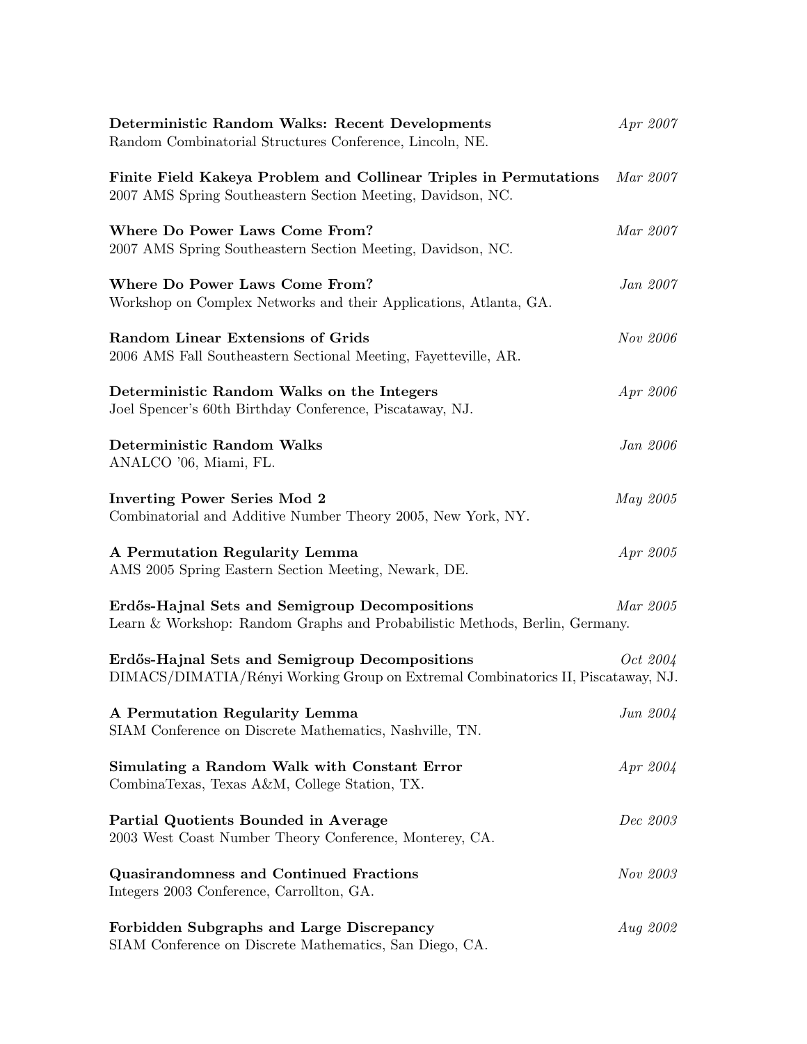**Deterministic Random Walks: Recent Developments** *Apr 2007*
Random Combinatorial Structures Conference, Lincoln, NE.

**Finite Field Kakeya Problem and Collinear Triples in Permutations** *Mar 2007*
2007 AMS Spring Southeastern Section Meeting, Davidson, NC.

**Where Do Power Laws Come From?** *Mar 2007*
2007 AMS Spring Southeastern Section Meeting, Davidson, NC.

**Where Do Power Laws Come From?** *Jan 2007*
Workshop on Complex Networks and their Applications, Atlanta, GA.

**Random Linear Extensions of Grids** *Nov 2006*
2006 AMS Fall Southeastern Sectional Meeting, Fayetteville, AR.

**Deterministic Random Walks on the Integers** *Apr 2006*
Joel Spencer's 60th Birthday Conference, Piscataway, NJ.

**Deterministic Random Walks** *Jan 2006*
ANALCO '06, Miami, FL.

**Inverting Power Series Mod 2** *May 2005*
Combinatorial and Additive Number Theory 2005, New York, NY.

**A Permutation Regularity Lemma** *Apr 2005*
AMS 2005 Spring Eastern Section Meeting, Newark, DE.

**Erdős-Hajnal Sets and Semigroup Decompositions** *Mar 2005*
Learn & Workshop: Random Graphs and Probabilistic Methods, Berlin, Germany.

**Erdős-Hajnal Sets and Semigroup Decompositions** *Oct 2004*
DIMACS/DIMATIA/Rényi Working Group on Extremal Combinatorics II, Piscataway, NJ.

**A Permutation Regularity Lemma** *Jun 2004*
SIAM Conference on Discrete Mathematics, Nashville, TN.

**Simulating a Random Walk with Constant Error** *Apr 2004*
CombinaTexas, Texas A&M, College Station, TX.

**Partial Quotients Bounded in Average** *Dec 2003*
2003 West Coast Number Theory Conference, Monterey, CA.

**Quasirandomness and Continued Fractions** *Nov 2003*
Integers 2003 Conference, Carrollton, GA.

**Forbidden Subgraphs and Large Discrepancy** *Aug 2002*
SIAM Conference on Discrete Mathematics, San Diego, CA.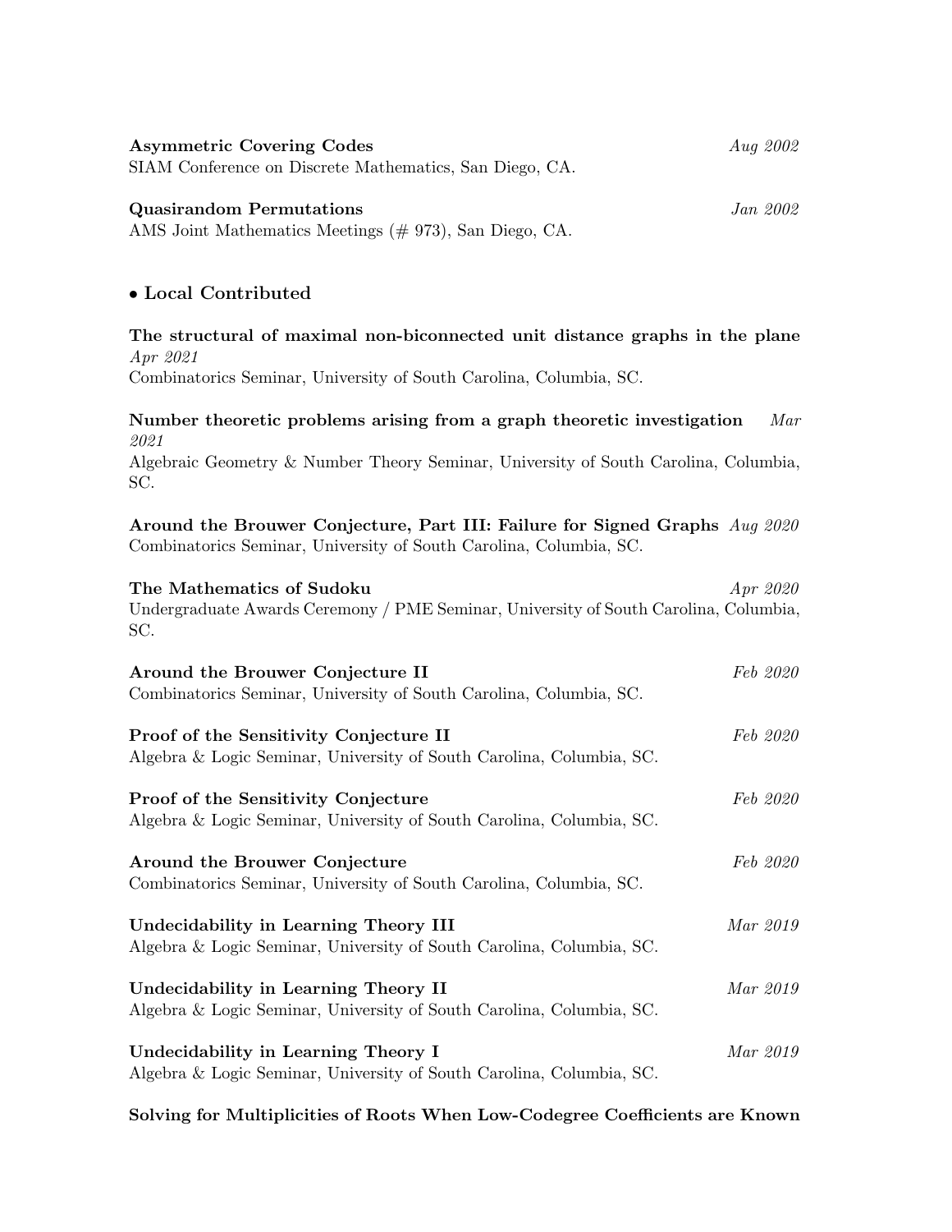**Asymmetric Covering Codes** *Aug 2002*
SIAM Conference on Discrete Mathematics, San Diego, CA.

**Quasirandom Permutations** *Jan 2002*
AMS Joint Mathematics Meetings (# 973), San Diego, CA.

## • Local Contributed

**The structural of maximal non-biconnected unit distance graphs in the plane** *Apr 2021*
Combinatorics Seminar, University of South Carolina, Columbia, SC.

**Number theoretic problems arising from a graph theoretic investigation** *Mar 2021*
Algebraic Geometry & Number Theory Seminar, University of South Carolina, Columbia, SC.

**Around the Brouwer Conjecture, Part III: Failure for Signed Graphs** *Aug 2020*
Combinatorics Seminar, University of South Carolina, Columbia, SC.

**The Mathematics of Sudoku** *Apr 2020*
Undergraduate Awards Ceremony / PME Seminar, University of South Carolina, Columbia, SC.

**Around the Brouwer Conjecture II** *Feb 2020*
Combinatorics Seminar, University of South Carolina, Columbia, SC.

**Proof of the Sensitivity Conjecture II** *Feb 2020*
Algebra & Logic Seminar, University of South Carolina, Columbia, SC.

**Proof of the Sensitivity Conjecture** *Feb 2020*
Algebra & Logic Seminar, University of South Carolina, Columbia, SC.

**Around the Brouwer Conjecture** *Feb 2020*
Combinatorics Seminar, University of South Carolina, Columbia, SC.

**Undecidability in Learning Theory III** *Mar 2019*
Algebra & Logic Seminar, University of South Carolina, Columbia, SC.

**Undecidability in Learning Theory II** *Mar 2019*
Algebra & Logic Seminar, University of South Carolina, Columbia, SC.

**Undecidability in Learning Theory I** *Mar 2019*
Algebra & Logic Seminar, University of South Carolina, Columbia, SC.

**Solving for Multiplicities of Roots When Low-Codegree Coefficients are Known**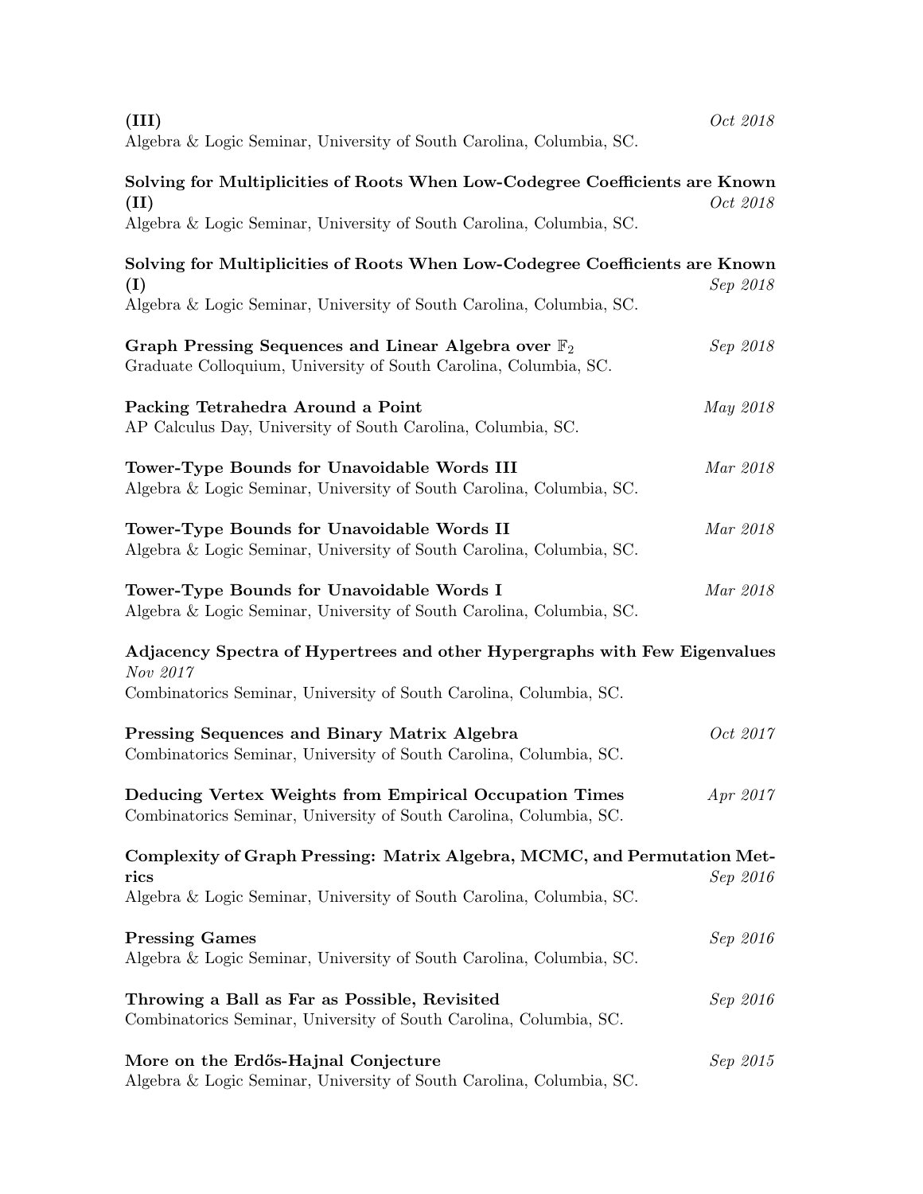**(III)** *Oct 2018*
Algebra & Logic Seminar, University of South Carolina, Columbia, SC.

**Solving for Multiplicities of Roots When Low-Codegree Coefficients are Known (II)** *Oct 2018*
Algebra & Logic Seminar, University of South Carolina, Columbia, SC.

**Solving for Multiplicities of Roots When Low-Codegree Coefficients are Known (I)** *Sep 2018*
Algebra & Logic Seminar, University of South Carolina, Columbia, SC.

**Graph Pressing Sequences and Linear Algebra over $\mathbb{F}_2$** *Sep 2018*
Graduate Colloquium, University of South Carolina, Columbia, SC.

**Packing Tetrahedra Around a Point** *May 2018*
AP Calculus Day, University of South Carolina, Columbia, SC.

**Tower-Type Bounds for Unavoidable Words III** *Mar 2018*
Algebra & Logic Seminar, University of South Carolina, Columbia, SC.

**Tower-Type Bounds for Unavoidable Words II** *Mar 2018*
Algebra & Logic Seminar, University of South Carolina, Columbia, SC.

**Tower-Type Bounds for Unavoidable Words I** *Mar 2018*
Algebra & Logic Seminar, University of South Carolina, Columbia, SC.

**Adjacency Spectra of Hypertrees and other Hypergraphs with Few Eigenvalues** *Nov 2017*
Combinatorics Seminar, University of South Carolina, Columbia, SC.

**Pressing Sequences and Binary Matrix Algebra** *Oct 2017*
Combinatorics Seminar, University of South Carolina, Columbia, SC.

**Deducing Vertex Weights from Empirical Occupation Times** *Apr 2017*
Combinatorics Seminar, University of South Carolina, Columbia, SC.

**Complexity of Graph Pressing: Matrix Algebra, MCMC, and Permutation Metrics** *Sep 2016*
Algebra & Logic Seminar, University of South Carolina, Columbia, SC.

**Pressing Games** *Sep 2016*
Algebra & Logic Seminar, University of South Carolina, Columbia, SC.

**Throwing a Ball as Far as Possible, Revisited** *Sep 2016*
Combinatorics Seminar, University of South Carolina, Columbia, SC.

**More on the Erdős-Hajnal Conjecture** *Sep 2015*
Algebra & Logic Seminar, University of South Carolina, Columbia, SC.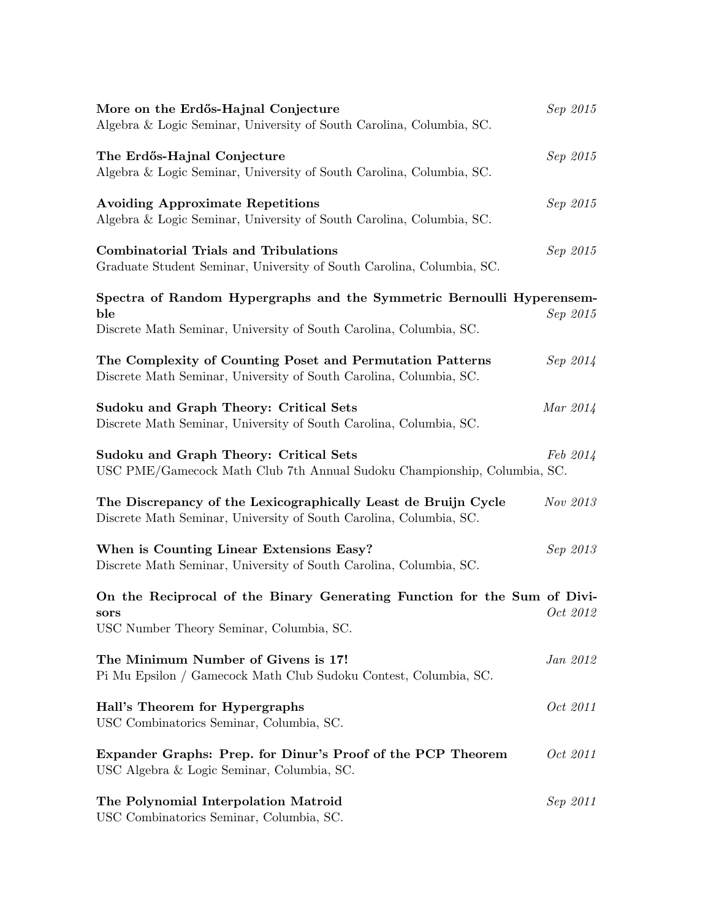**More on the Erdős-Hajnal Conjecture** *Sep 2015*
Algebra & Logic Seminar, University of South Carolina, Columbia, SC.

**The Erdős-Hajnal Conjecture** *Sep 2015*
Algebra & Logic Seminar, University of South Carolina, Columbia, SC.

**Avoiding Approximate Repetitions** *Sep 2015*
Algebra & Logic Seminar, University of South Carolina, Columbia, SC.

**Combinatorial Trials and Tribulations** *Sep 2015*
Graduate Student Seminar, University of South Carolina, Columbia, SC.

**Spectra of Random Hypergraphs and the Symmetric Bernoulli Hyperensemble** *Sep 2015*
Discrete Math Seminar, University of South Carolina, Columbia, SC.

**The Complexity of Counting Poset and Permutation Patterns** *Sep 2014*
Discrete Math Seminar, University of South Carolina, Columbia, SC.

**Sudoku and Graph Theory: Critical Sets** *Mar 2014*
Discrete Math Seminar, University of South Carolina, Columbia, SC.

**Sudoku and Graph Theory: Critical Sets** *Feb 2014*
USC PME/Gamecock Math Club 7th Annual Sudoku Championship, Columbia, SC.

**The Discrepancy of the Lexicographically Least de Bruijn Cycle** *Nov 2013*
Discrete Math Seminar, University of South Carolina, Columbia, SC.

**When is Counting Linear Extensions Easy?** *Sep 2013*
Discrete Math Seminar, University of South Carolina, Columbia, SC.

**On the Reciprocal of the Binary Generating Function for the Sum of Divisors** *Oct 2012*
USC Number Theory Seminar, Columbia, SC.

**The Minimum Number of Givens is 17!** *Jan 2012*
Pi Mu Epsilon / Gamecock Math Club Sudoku Contest, Columbia, SC.

**Hall's Theorem for Hypergraphs** *Oct 2011*
USC Combinatorics Seminar, Columbia, SC.

**Expander Graphs: Prep. for Dinur's Proof of the PCP Theorem** *Oct 2011*
USC Algebra & Logic Seminar, Columbia, SC.

**The Polynomial Interpolation Matroid** *Sep 2011*
USC Combinatorics Seminar, Columbia, SC.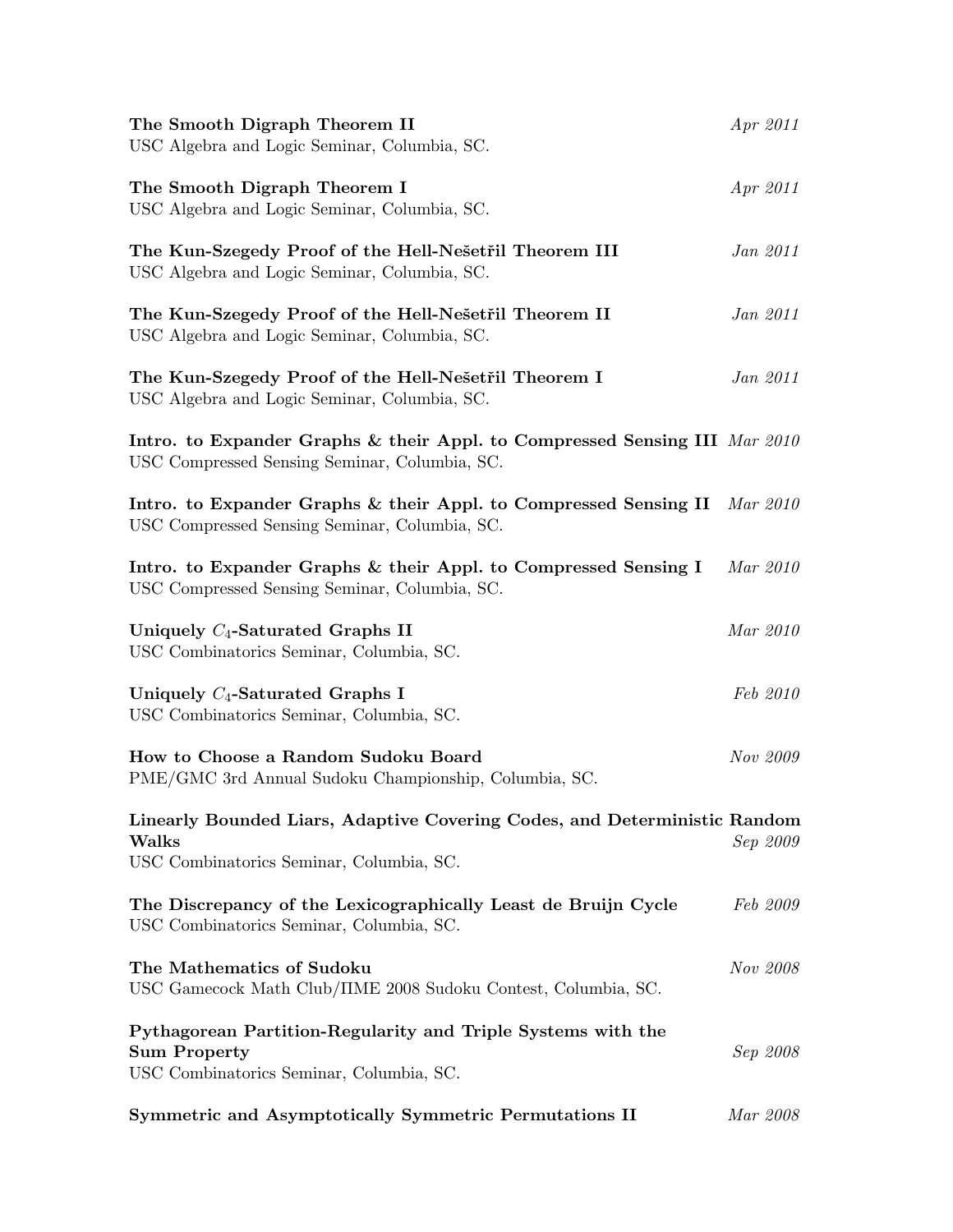**The Smooth Digraph Theorem II** *Apr 2011*
USC Algebra and Logic Seminar, Columbia, SC.

**The Smooth Digraph Theorem I** *Apr 2011*
USC Algebra and Logic Seminar, Columbia, SC.

**The Kun-Szegedy Proof of the Hell-Nešetřil Theorem III** *Jan 2011*
USC Algebra and Logic Seminar, Columbia, SC.

**The Kun-Szegedy Proof of the Hell-Nešetřil Theorem II** *Jan 2011*
USC Algebra and Logic Seminar, Columbia, SC.

**The Kun-Szegedy Proof of the Hell-Nešetřil Theorem I** *Jan 2011*
USC Algebra and Logic Seminar, Columbia, SC.

**Intro. to Expander Graphs & their Appl. to Compressed Sensing III** *Mar 2010*
USC Compressed Sensing Seminar, Columbia, SC.

**Intro. to Expander Graphs & their Appl. to Compressed Sensing II** *Mar 2010*
USC Compressed Sensing Seminar, Columbia, SC.

**Intro. to Expander Graphs & their Appl. to Compressed Sensing I** *Mar 2010*
USC Compressed Sensing Seminar, Columbia, SC.

**Uniquely $C_4$-Saturated Graphs II** *Mar 2010*
USC Combinatorics Seminar, Columbia, SC.

**Uniquely $C_4$-Saturated Graphs I** *Feb 2010*
USC Combinatorics Seminar, Columbia, SC.

**How to Choose a Random Sudoku Board** *Nov 2009*
PME/GMC 3rd Annual Sudoku Championship, Columbia, SC.

**Linearly Bounded Liars, Adaptive Covering Codes, and Deterministic Random Walks** *Sep 2009*
USC Combinatorics Seminar, Columbia, SC.

**The Discrepancy of the Lexicographically Least de Bruijn Cycle** *Feb 2009*
USC Combinatorics Seminar, Columbia, SC.

**The Mathematics of Sudoku** *Nov 2008*
USC Gamecock Math Club/ΠME 2008 Sudoku Contest, Columbia, SC.

**Pythagorean Partition-Regularity and Triple Systems with the Sum Property** *Sep 2008*
USC Combinatorics Seminar, Columbia, SC.

**Symmetric and Asymptotically Symmetric Permutations II** *Mar 2008*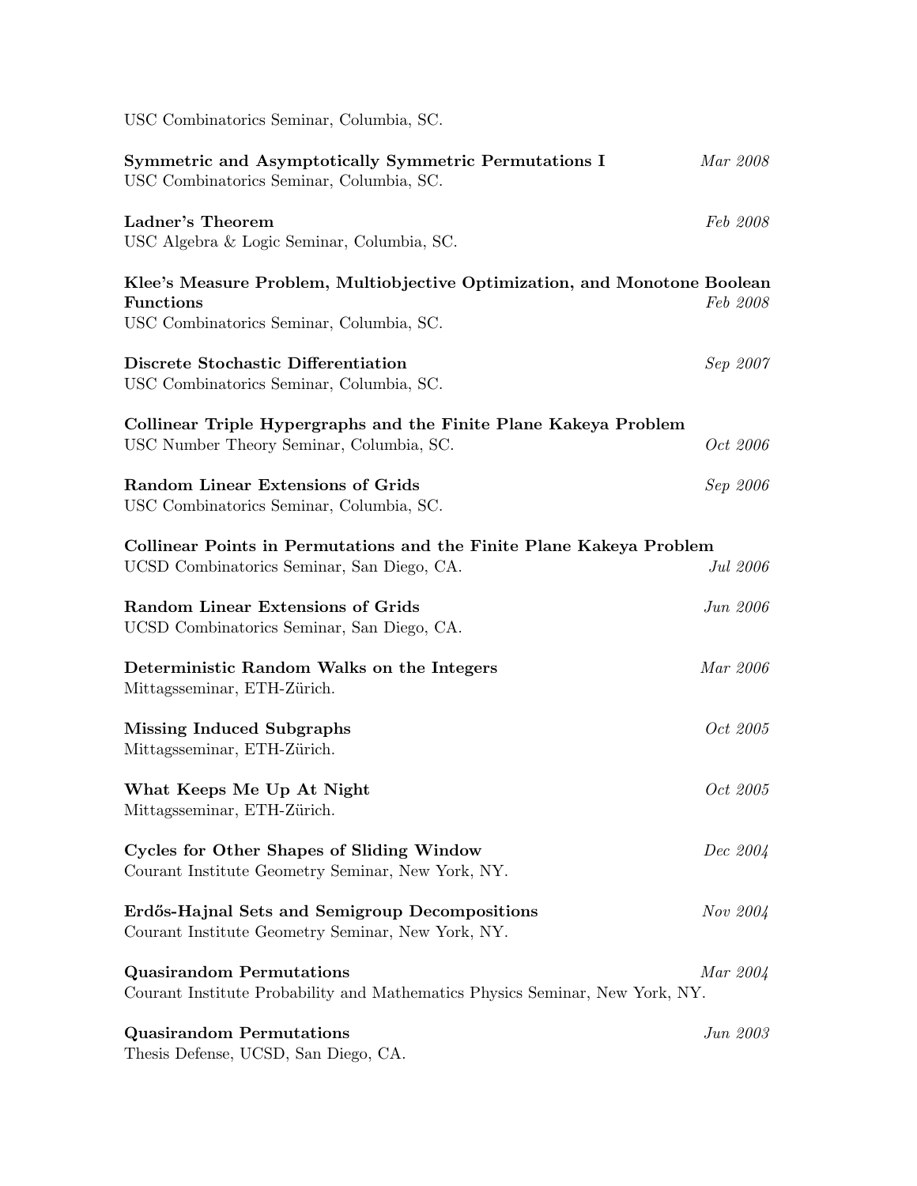USC Combinatorics Seminar, Columbia, SC.

**Symmetric and Asymptotically Symmetric Permutations I** *Mar 2008*
USC Combinatorics Seminar, Columbia, SC.

**Ladner's Theorem** *Feb 2008*
USC Algebra & Logic Seminar, Columbia, SC.

**Klee's Measure Problem, Multiobjective Optimization, and Monotone Boolean Functions** *Feb 2008*
USC Combinatorics Seminar, Columbia, SC.

**Discrete Stochastic Differentiation** *Sep 2007*
USC Combinatorics Seminar, Columbia, SC.

**Collinear Triple Hypergraphs and the Finite Plane Kakeya Problem**
USC Number Theory Seminar, Columbia, SC. *Oct 2006*

**Random Linear Extensions of Grids** *Sep 2006*
USC Combinatorics Seminar, Columbia, SC.

**Collinear Points in Permutations and the Finite Plane Kakeya Problem**
UCSD Combinatorics Seminar, San Diego, CA. *Jul 2006*

**Random Linear Extensions of Grids** *Jun 2006*
UCSD Combinatorics Seminar, San Diego, CA.

**Deterministic Random Walks on the Integers** *Mar 2006*
Mittagsseminar, ETH-Zürich.

**Missing Induced Subgraphs** *Oct 2005*
Mittagsseminar, ETH-Zürich.

**What Keeps Me Up At Night** *Oct 2005*
Mittagsseminar, ETH-Zürich.

**Cycles for Other Shapes of Sliding Window** *Dec 2004*
Courant Institute Geometry Seminar, New York, NY.

**Erdős-Hajnal Sets and Semigroup Decompositions** *Nov 2004*
Courant Institute Geometry Seminar, New York, NY.

**Quasirandom Permutations** *Mar 2004*
Courant Institute Probability and Mathematics Physics Seminar, New York, NY.

**Quasirandom Permutations** *Jun 2003*
Thesis Defense, UCSD, San Diego, CA.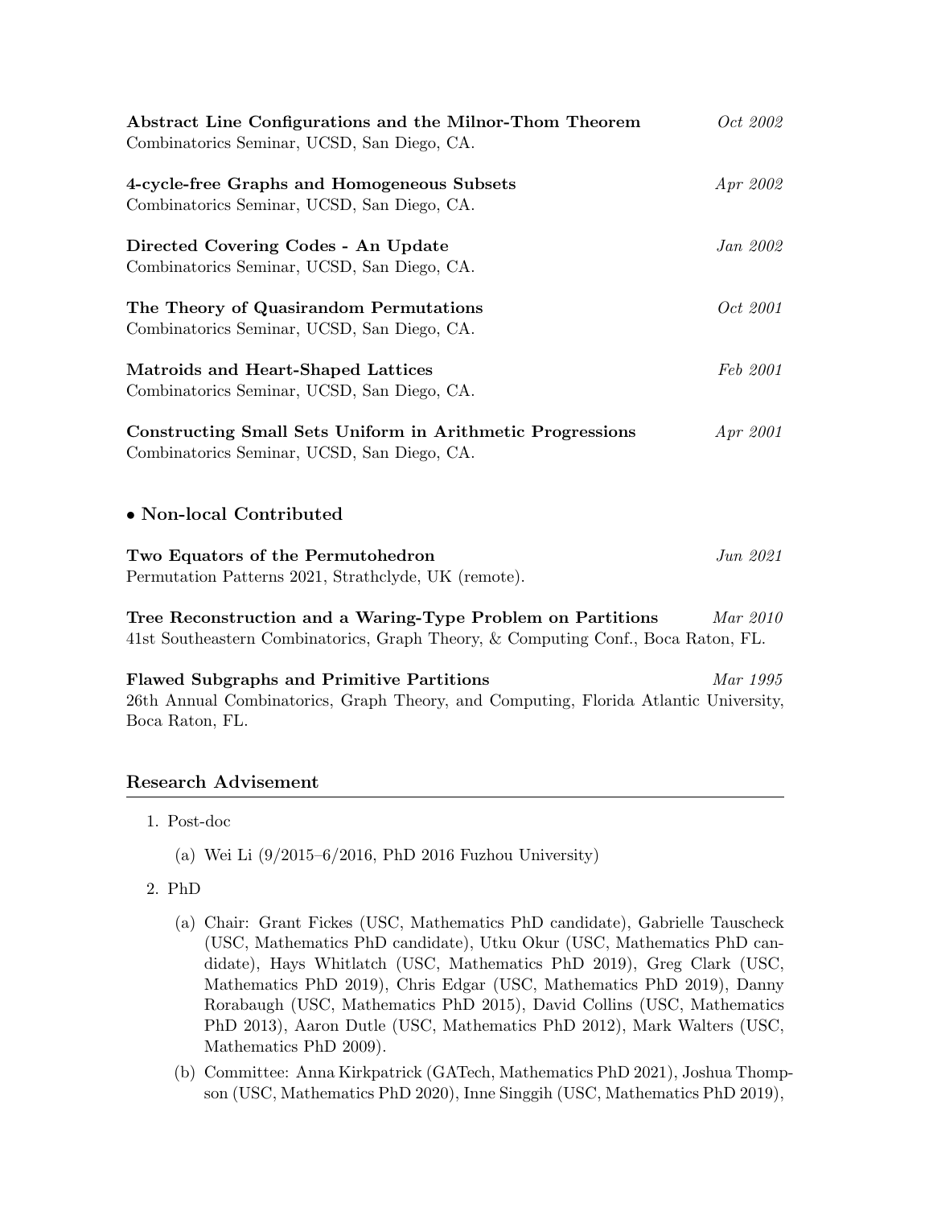**Abstract Line Configurations and the Milnor-Thom Theorem** *Oct 2002*
Combinatorics Seminar, UCSD, San Diego, CA.

**4-cycle-free Graphs and Homogeneous Subsets** *Apr 2002*
Combinatorics Seminar, UCSD, San Diego, CA.

**Directed Covering Codes - An Update** *Jan 2002*
Combinatorics Seminar, UCSD, San Diego, CA.

**The Theory of Quasirandom Permutations** *Oct 2001*
Combinatorics Seminar, UCSD, San Diego, CA.

**Matroids and Heart-Shaped Lattices** *Feb 2001*
Combinatorics Seminar, UCSD, San Diego, CA.

**Constructing Small Sets Uniform in Arithmetic Progressions** *Apr 2001*
Combinatorics Seminar, UCSD, San Diego, CA.

### • Non-local Contributed

**Two Equators of the Permutohedron** *Jun 2021*
Permutation Patterns 2021, Strathclyde, UK (remote).

**Tree Reconstruction and a Waring-Type Problem on Partitions** *Mar 2010*
41st Southeastern Combinatorics, Graph Theory, & Computing Conf., Boca Raton, FL.

**Flawed Subgraphs and Primitive Partitions** *Mar 1995*
26th Annual Combinatorics, Graph Theory, and Computing, Florida Atlantic University, Boca Raton, FL.

## Research Advisement

1. Post-doc
   (a) Wei Li (9/2015–6/2016, PhD 2016 Fuzhou University)
2. PhD
   (a) Chair: Grant Fickes (USC, Mathematics PhD candidate), Gabrielle Tauscheck (USC, Mathematics PhD candidate), Utku Okur (USC, Mathematics PhD candidate), Hays Whitlatch (USC, Mathematics PhD 2019), Greg Clark (USC, Mathematics PhD 2019), Chris Edgar (USC, Mathematics PhD 2019), Danny Rorabaugh (USC, Mathematics PhD 2015), David Collins (USC, Mathematics PhD 2013), Aaron Dutle (USC, Mathematics PhD 2012), Mark Walters (USC, Mathematics PhD 2009).
   (b) Committee: Anna Kirkpatrick (GATech, Mathematics PhD 2021), Joshua Thompson (USC, Mathematics PhD 2020), Inne Singgih (USC, Mathematics PhD 2019),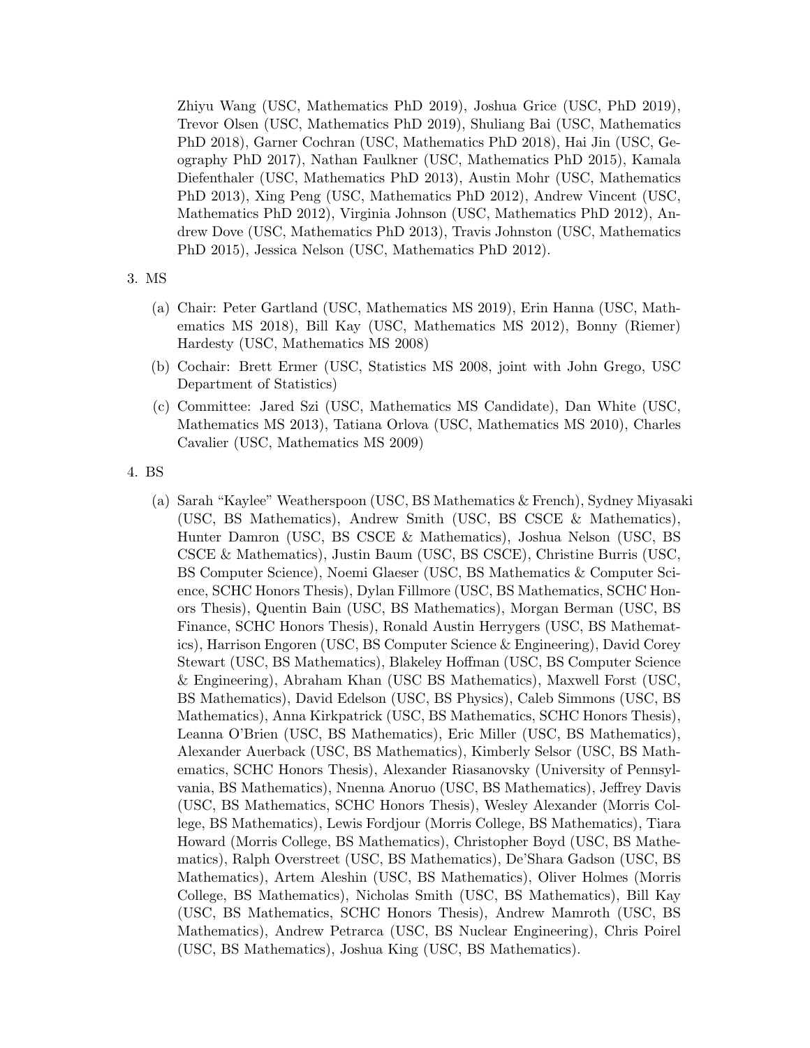Zhiyu Wang (USC, Mathematics PhD 2019), Joshua Grice (USC, PhD 2019), Trevor Olsen (USC, Mathematics PhD 2019), Shuliang Bai (USC, Mathematics PhD 2018), Garner Cochran (USC, Mathematics PhD 2018), Hai Jin (USC, Geography PhD 2017), Nathan Faulkner (USC, Mathematics PhD 2015), Kamala Diefenthaler (USC, Mathematics PhD 2013), Austin Mohr (USC, Mathematics PhD 2013), Xing Peng (USC, Mathematics PhD 2012), Andrew Vincent (USC, Mathematics PhD 2012), Virginia Johnson (USC, Mathematics PhD 2012), Andrew Dove (USC, Mathematics PhD 2013), Travis Johnston (USC, Mathematics PhD 2015), Jessica Nelson (USC, Mathematics PhD 2012).

3. MS

   (a) Chair: Peter Gartland (USC, Mathematics MS 2019), Erin Hanna (USC, Mathematics MS 2018), Bill Kay (USC, Mathematics MS 2012), Bonny (Riemer) Hardesty (USC, Mathematics MS 2008)

   (b) Cochair: Brett Ermer (USC, Statistics MS 2008, joint with John Grego, USC Department of Statistics)

   (c) Committee: Jared Szi (USC, Mathematics MS Candidate), Dan White (USC, Mathematics MS 2013), Tatiana Orlova (USC, Mathematics MS 2010), Charles Cavalier (USC, Mathematics MS 2009)

4. BS

   (a) Sarah "Kaylee" Weatherspoon (USC, BS Mathematics & French), Sydney Miyasaki (USC, BS Mathematics), Andrew Smith (USC, BS CSCE & Mathematics), Hunter Damron (USC, BS CSCE & Mathematics), Joshua Nelson (USC, BS CSCE & Mathematics), Justin Baum (USC, BS CSCE), Christine Burris (USC, BS Computer Science), Noemi Glaeser (USC, BS Mathematics & Computer Science, SCHC Honors Thesis), Dylan Fillmore (USC, BS Mathematics, SCHC Honors Thesis), Quentin Bain (USC, BS Mathematics), Morgan Berman (USC, BS Finance, SCHC Honors Thesis), Ronald Austin Herrygers (USC, BS Mathematics), Harrison Engoren (USC, BS Computer Science & Engineering), David Corey Stewart (USC, BS Mathematics), Blakeley Hoffman (USC, BS Computer Science & Engineering), Abraham Khan (USC BS Mathematics), Maxwell Forst (USC, BS Mathematics), David Edelson (USC, BS Physics), Caleb Simmons (USC, BS Mathematics), Anna Kirkpatrick (USC, BS Mathematics, SCHC Honors Thesis), Leanna O'Brien (USC, BS Mathematics), Eric Miller (USC, BS Mathematics), Alexander Auerback (USC, BS Mathematics), Kimberly Selsor (USC, BS Mathematics, SCHC Honors Thesis), Alexander Riasanovsky (University of Pennsylvania, BS Mathematics), Nnenna Anoruo (USC, BS Mathematics), Jeffrey Davis (USC, BS Mathematics, SCHC Honors Thesis), Wesley Alexander (Morris College, BS Mathematics), Lewis Fordjour (Morris College, BS Mathematics), Tiara Howard (Morris College, BS Mathematics), Christopher Boyd (USC, BS Mathematics), Ralph Overstreet (USC, BS Mathematics), De'Shara Gadson (USC, BS Mathematics), Artem Aleshin (USC, BS Mathematics), Oliver Holmes (Morris College, BS Mathematics), Nicholas Smith (USC, BS Mathematics), Bill Kay (USC, BS Mathematics, SCHC Honors Thesis), Andrew Mamroth (USC, BS Mathematics), Andrew Petrarca (USC, BS Nuclear Engineering), Chris Poirel (USC, BS Mathematics), Joshua King (USC, BS Mathematics).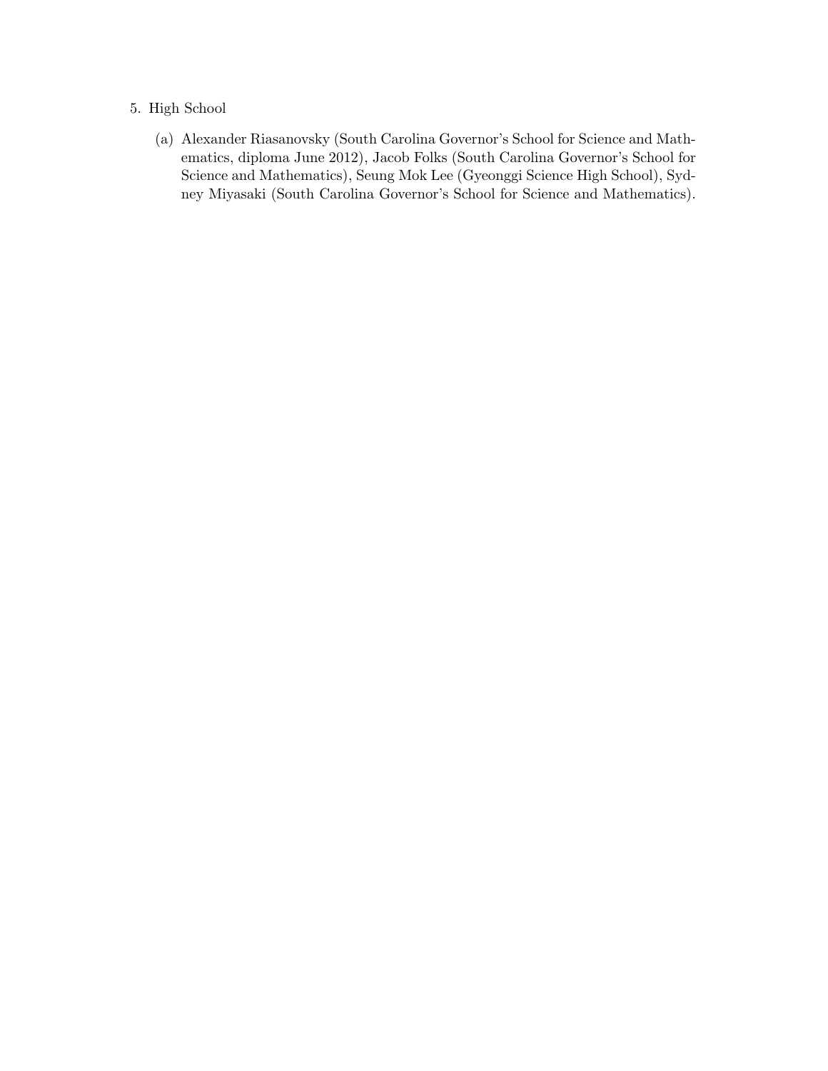5. High School

   (a) Alexander Riasanovsky (South Carolina Governor's School for Science and Mathematics, diploma June 2012), Jacob Folks (South Carolina Governor's School for Science and Mathematics), Seung Mok Lee (Gyeonggi Science High School), Sydney Miyasaki (South Carolina Governor's School for Science and Mathematics).